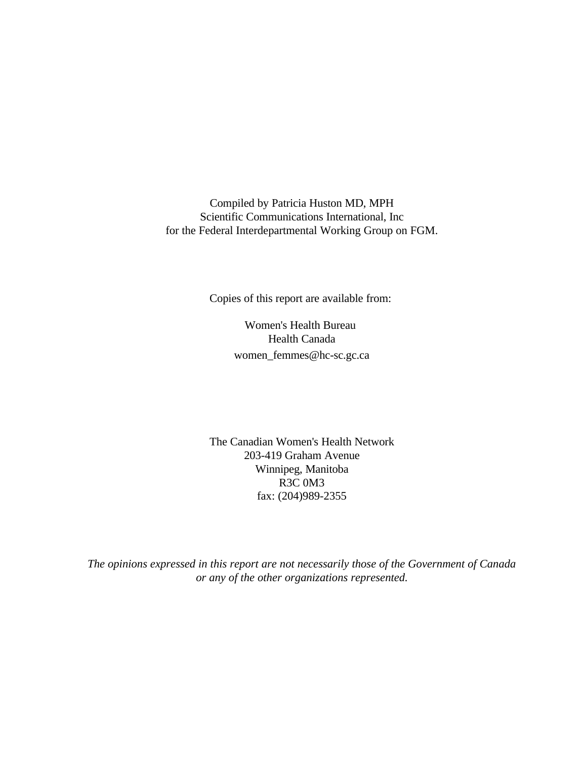Compiled by Patricia Huston MD, MPH
Scientific Communications International, Inc
for the Federal Interdepartmental Working Group on FGM.

Copies of this report are available from:

Women's Health Bureau
Health Canada
women_femmes@hc-sc.gc.ca

The Canadian Women's Health Network
203-419 Graham Avenue
Winnipeg, Manitoba
R3C 0M3
fax: (204)989-2355

*The opinions expressed in this report are not necessarily those of the Government of Canada or any of the other organizations represented.*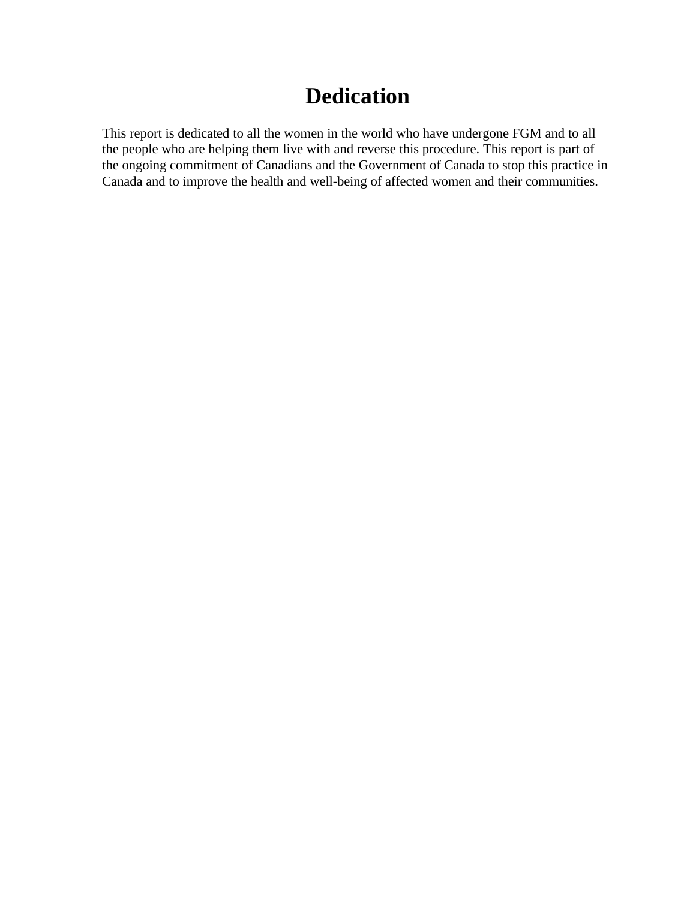# Dedication

This report is dedicated to all the women in the world who have undergone FGM and to all the people who are helping them live with and reverse this procedure. This report is part of the ongoing commitment of Canadians and the Government of Canada to stop this practice in Canada and to improve the health and well-being of affected women and their communities.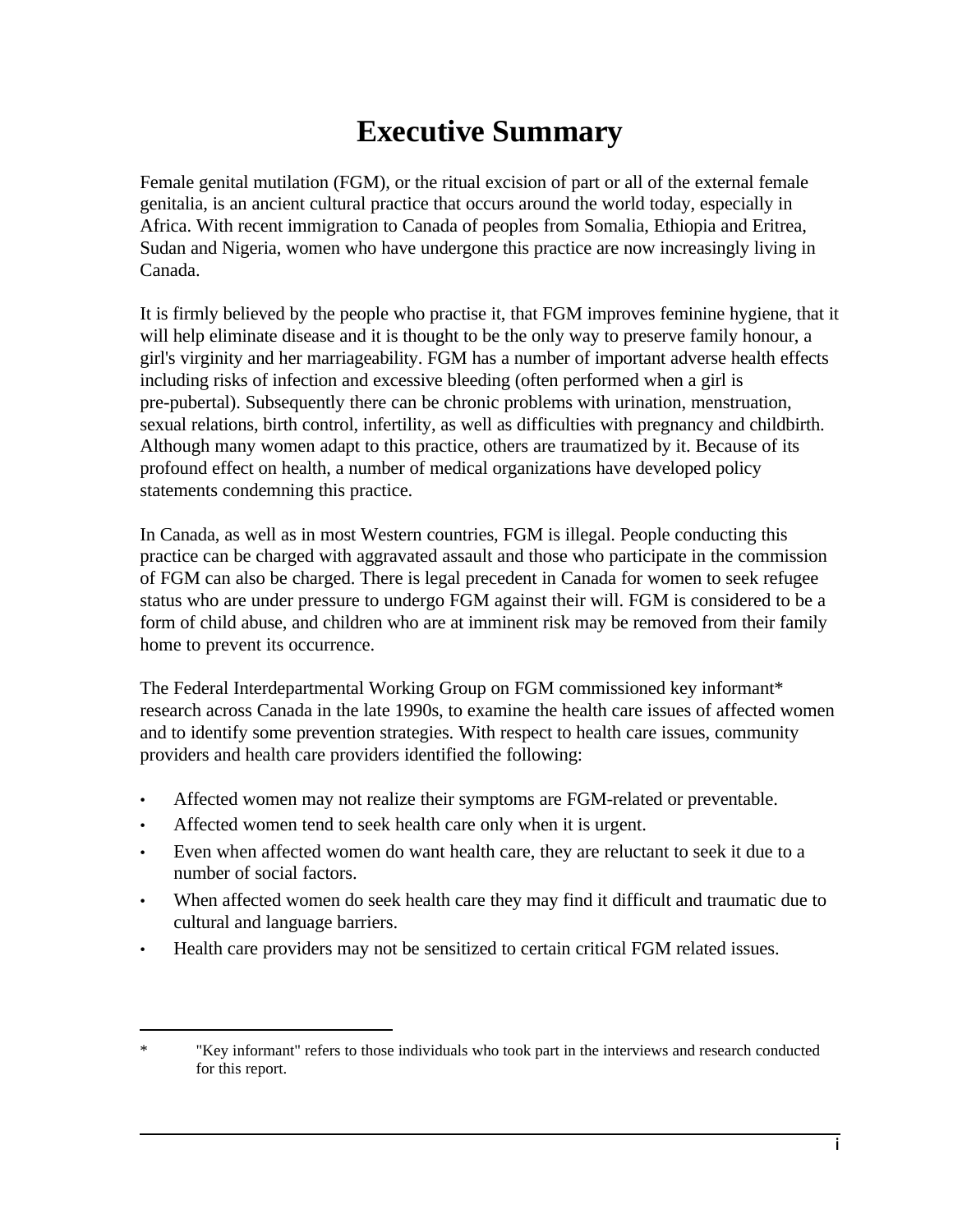# Executive Summary

Female genital mutilation (FGM), or the ritual excision of part or all of the external female genitalia, is an ancient cultural practice that occurs around the world today, especially in Africa. With recent immigration to Canada of peoples from Somalia, Ethiopia and Eritrea, Sudan and Nigeria, women who have undergone this practice are now increasingly living in Canada.

It is firmly believed by the people who practise it, that FGM improves feminine hygiene, that it will help eliminate disease and it is thought to be the only way to preserve family honour, a girl's virginity and her marriageability. FGM has a number of important adverse health effects including risks of infection and excessive bleeding (often performed when a girl is pre-pubertal). Subsequently there can be chronic problems with urination, menstruation, sexual relations, birth control, infertility, as well as difficulties with pregnancy and childbirth. Although many women adapt to this practice, others are traumatized by it. Because of its profound effect on health, a number of medical organizations have developed policy statements condemning this practice.

In Canada, as well as in most Western countries, FGM is illegal. People conducting this practice can be charged with aggravated assault and those who participate in the commission of FGM can also be charged. There is legal precedent in Canada for women to seek refugee status who are under pressure to undergo FGM against their will. FGM is considered to be a form of child abuse, and children who are at imminent risk may be removed from their family home to prevent its occurrence.

The Federal Interdepartmental Working Group on FGM commissioned key informant* research across Canada in the late 1990s, to examine the health care issues of affected women and to identify some prevention strategies. With respect to health care issues, community providers and health care providers identified the following:

- Affected women may not realize their symptoms are FGM-related or preventable.
- Affected women tend to seek health care only when it is urgent.
- Even when affected women do want health care, they are reluctant to seek it due to a number of social factors.
- When affected women do seek health care they may find it difficult and traumatic due to cultural and language barriers.
- Health care providers may not be sensitized to certain critical FGM related issues.

---

\* "Key informant" refers to those individuals who took part in the interviews and research conducted for this report.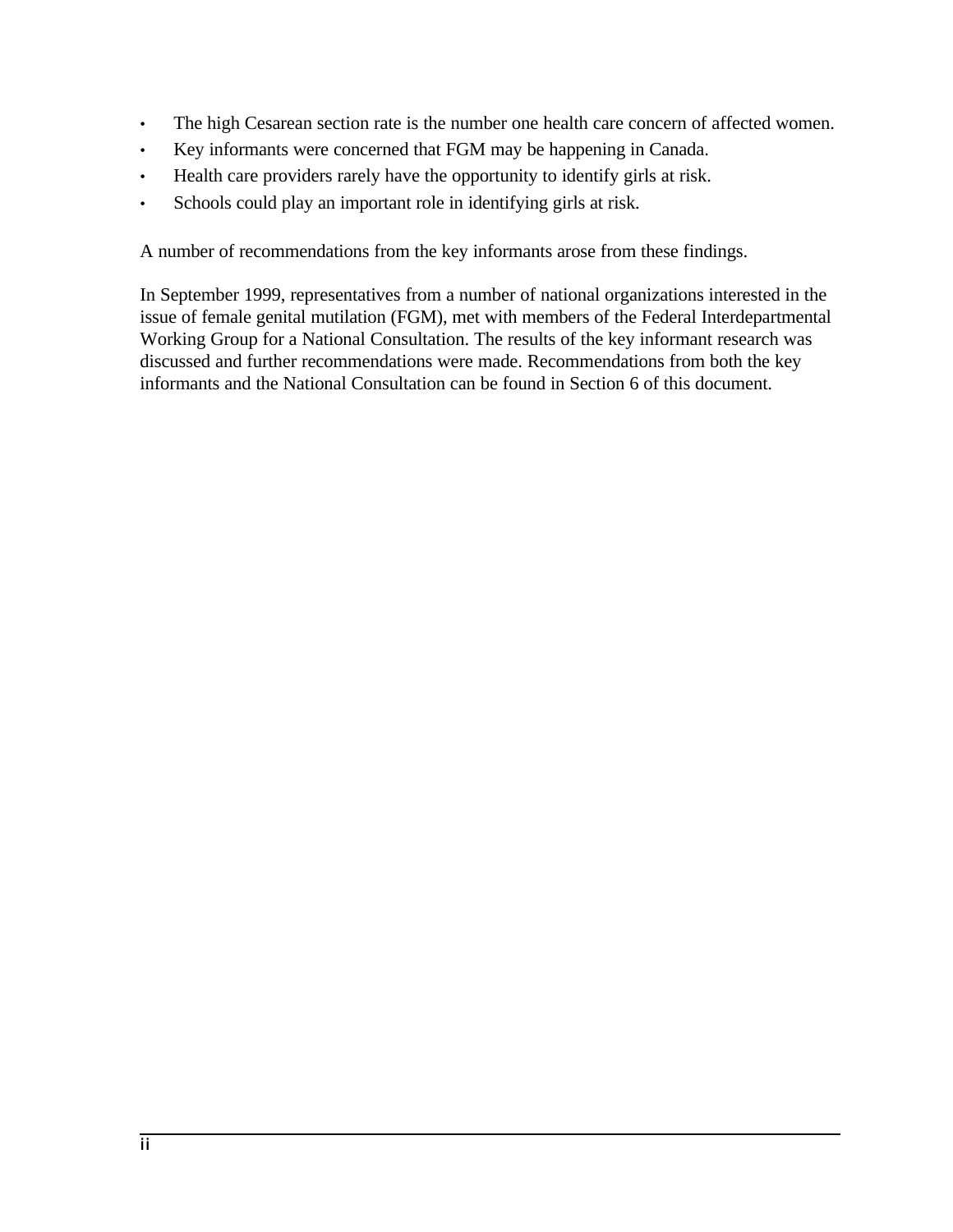- The high Cesarean section rate is the number one health care concern of affected women.
- Key informants were concerned that FGM may be happening in Canada.
- Health care providers rarely have the opportunity to identify girls at risk.
- Schools could play an important role in identifying girls at risk.

A number of recommendations from the key informants arose from these findings.

In September 1999, representatives from a number of national organizations interested in the issue of female genital mutilation (FGM), met with members of the Federal Interdepartmental Working Group for a National Consultation. The results of the key informant research was discussed and further recommendations were made. Recommendations from both the key informants and the National Consultation can be found in Section 6 of this document.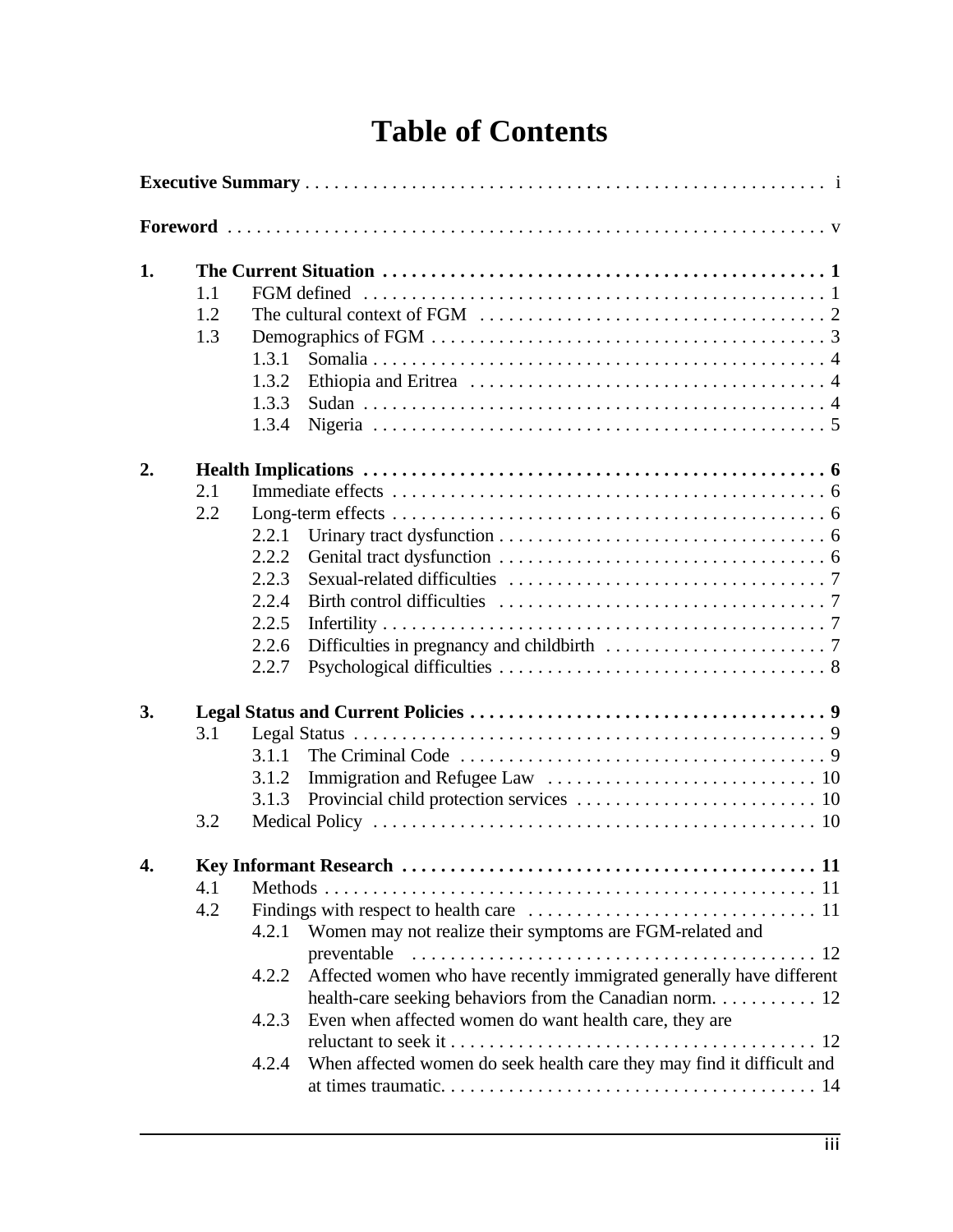# Table of Contents

**Executive Summary** . . . . . . . . . . . . . . . . . . . . . . . . . . . . . . . . . . . . . . . . . . . . . . . . . . . . . . i

**Foreword** . . . . . . . . . . . . . . . . . . . . . . . . . . . . . . . . . . . . . . . . . . . . . . . . . . . . . . . . . . . v

**1. The Current Situation** . . . . . . . . . . . . . . . . . . . . . . . . . . . . . . . . . . . . . . . . . . . . . . 1

- 1.1 FGM defined . . . . . . . . . . . . . . . . . . . . . . . . . . . . . . . . . . . . . . . . . . . . . . . . . 1
- 1.2 The cultural context of FGM . . . . . . . . . . . . . . . . . . . . . . . . . . . . . . . . . . . . 2
- 1.3 Demographics of FGM . . . . . . . . . . . . . . . . . . . . . . . . . . . . . . . . . . . . . . . . . 3
  - 1.3.1 Somalia . . . . . . . . . . . . . . . . . . . . . . . . . . . . . . . . . . . . . . . . . . . . . . . 4
  - 1.3.2 Ethiopia and Eritrea . . . . . . . . . . . . . . . . . . . . . . . . . . . . . . . . . . . . . 4
  - 1.3.3 Sudan . . . . . . . . . . . . . . . . . . . . . . . . . . . . . . . . . . . . . . . . . . . . . . . . 4
  - 1.3.4 Nigeria . . . . . . . . . . . . . . . . . . . . . . . . . . . . . . . . . . . . . . . . . . . . . . . 5

**2. Health Implications** . . . . . . . . . . . . . . . . . . . . . . . . . . . . . . . . . . . . . . . . . . . . . . . . 6

- 2.1 Immediate effects . . . . . . . . . . . . . . . . . . . . . . . . . . . . . . . . . . . . . . . . . . . . . 6
- 2.2 Long-term effects . . . . . . . . . . . . . . . . . . . . . . . . . . . . . . . . . . . . . . . . . . . . . 6
  - 2.2.1 Urinary tract dysfunction . . . . . . . . . . . . . . . . . . . . . . . . . . . . . . . . . . 6
  - 2.2.2 Genital tract dysfunction . . . . . . . . . . . . . . . . . . . . . . . . . . . . . . . . . . 6
  - 2.2.3 Sexual-related difficulties . . . . . . . . . . . . . . . . . . . . . . . . . . . . . . . . . 7
  - 2.2.4 Birth control difficulties . . . . . . . . . . . . . . . . . . . . . . . . . . . . . . . . . . 7
  - 2.2.5 Infertility . . . . . . . . . . . . . . . . . . . . . . . . . . . . . . . . . . . . . . . . . . . . . . 7
  - 2.2.6 Difficulties in pregnancy and childbirth . . . . . . . . . . . . . . . . . . . . . . . 7
  - 2.2.7 Psychological difficulties . . . . . . . . . . . . . . . . . . . . . . . . . . . . . . . . . . 8

**3. Legal Status and Current Policies** . . . . . . . . . . . . . . . . . . . . . . . . . . . . . . . . . . . . . 9

- 3.1 Legal Status . . . . . . . . . . . . . . . . . . . . . . . . . . . . . . . . . . . . . . . . . . . . . . . . . . 9
  - 3.1.1 The Criminal Code . . . . . . . . . . . . . . . . . . . . . . . . . . . . . . . . . . . . . . . 9
  - 3.1.2 Immigration and Refugee Law . . . . . . . . . . . . . . . . . . . . . . . . . . . . 10
  - 3.1.3 Provincial child protection services . . . . . . . . . . . . . . . . . . . . . . . . . 10
- 3.2 Medical Policy . . . . . . . . . . . . . . . . . . . . . . . . . . . . . . . . . . . . . . . . . . . . . . 10

**4. Key Informant Research** . . . . . . . . . . . . . . . . . . . . . . . . . . . . . . . . . . . . . . . . . . . 11

- 4.1 Methods . . . . . . . . . . . . . . . . . . . . . . . . . . . . . . . . . . . . . . . . . . . . . . . . . . . 11
- 4.2 Findings with respect to health care . . . . . . . . . . . . . . . . . . . . . . . . . . . . . . 11
  - 4.2.1 Women may not realize their symptoms are FGM-related and preventable . . . . . . . . . . . . . . . . . . . . . . . . . . . . . . . . . . . . . . . . . . 12
  - 4.2.2 Affected women who have recently immigrated generally have different health-care seeking behaviors from the Canadian norm. . . . . . . . . . . 12
  - 4.2.3 Even when affected women do want health care, they are reluctant to seek it . . . . . . . . . . . . . . . . . . . . . . . . . . . . . . . . . . . . . . 12
  - 4.2.4 When affected women do seek health care they may find it difficult and at times traumatic. . . . . . . . . . . . . . . . . . . . . . . . . . . . . . . . . . . . . . . 14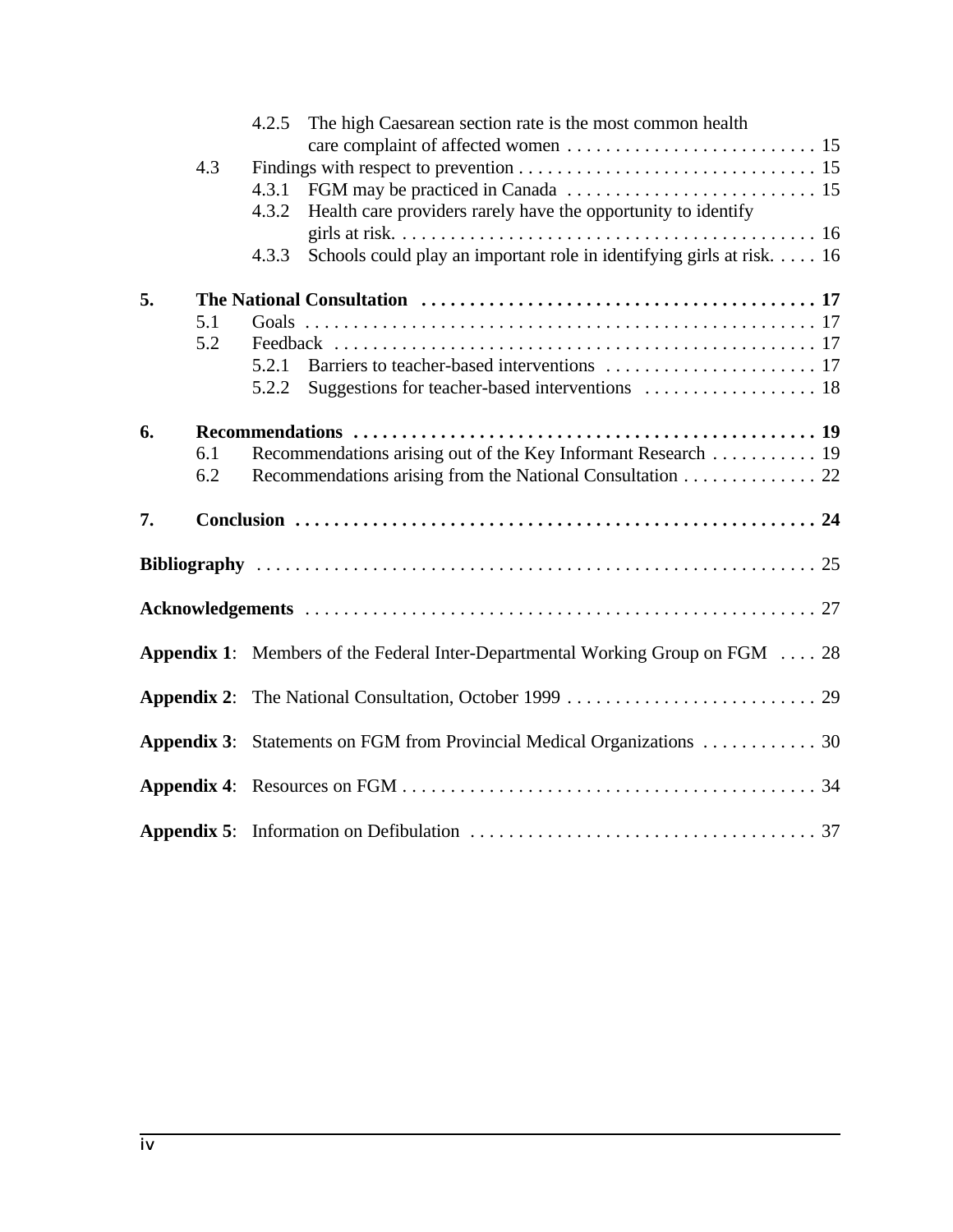4.2.5 The high Caesarean section rate is the most common health care complaint of affected women . . . . . . . . . . . . . . . . . . . . . . . . . . 15

4.3 Findings with respect to prevention . . . . . . . . . . . . . . . . . . . . . . . . . . . . . . . 15

4.3.1 FGM may be practiced in Canada . . . . . . . . . . . . . . . . . . . . . . . . . . 15

4.3.2 Health care providers rarely have the opportunity to identify girls at risk. . . . . . . . . . . . . . . . . . . . . . . . . . . . . . . . . . . . . . . . . . . . 16

4.3.3 Schools could play an important role in identifying girls at risk. . . . . 16

**5. The National Consultation . . . . . . . . . . . . . . . . . . . . . . . . . . . . . . . . . . . . . . . . . 17**

5.1 Goals . . . . . . . . . . . . . . . . . . . . . . . . . . . . . . . . . . . . . . . . . . . . . . . . . . . . . 17

5.2 Feedback . . . . . . . . . . . . . . . . . . . . . . . . . . . . . . . . . . . . . . . . . . . . . . . . . . 17

5.2.1 Barriers to teacher-based interventions . . . . . . . . . . . . . . . . . . . . . . 17

5.2.2 Suggestions for teacher-based interventions . . . . . . . . . . . . . . . . . . 18

**6. Recommendations . . . . . . . . . . . . . . . . . . . . . . . . . . . . . . . . . . . . . . . . . . . . . . . . 19**

6.1 Recommendations arising out of the Key Informant Research . . . . . . . . . . . 19

6.2 Recommendations arising from the National Consultation . . . . . . . . . . . . . . 22

**7. Conclusion . . . . . . . . . . . . . . . . . . . . . . . . . . . . . . . . . . . . . . . . . . . . . . . . . . . . . . 24**

**Bibliography** . . . . . . . . . . . . . . . . . . . . . . . . . . . . . . . . . . . . . . . . . . . . . . . . . . . . . . . . . 25

**Acknowledgements** . . . . . . . . . . . . . . . . . . . . . . . . . . . . . . . . . . . . . . . . . . . . . . . . . . . . 27

**Appendix 1**: Members of the Federal Inter-Departmental Working Group on FGM . . . . 28

**Appendix 2**: The National Consultation, October 1999 . . . . . . . . . . . . . . . . . . . . . . . . . . 29

**Appendix 3**: Statements on FGM from Provincial Medical Organizations . . . . . . . . . . . . 30

**Appendix 4**: Resources on FGM . . . . . . . . . . . . . . . . . . . . . . . . . . . . . . . . . . . . . . . . . . . 34

**Appendix 5**: Information on Defibulation . . . . . . . . . . . . . . . . . . . . . . . . . . . . . . . . . . . . 37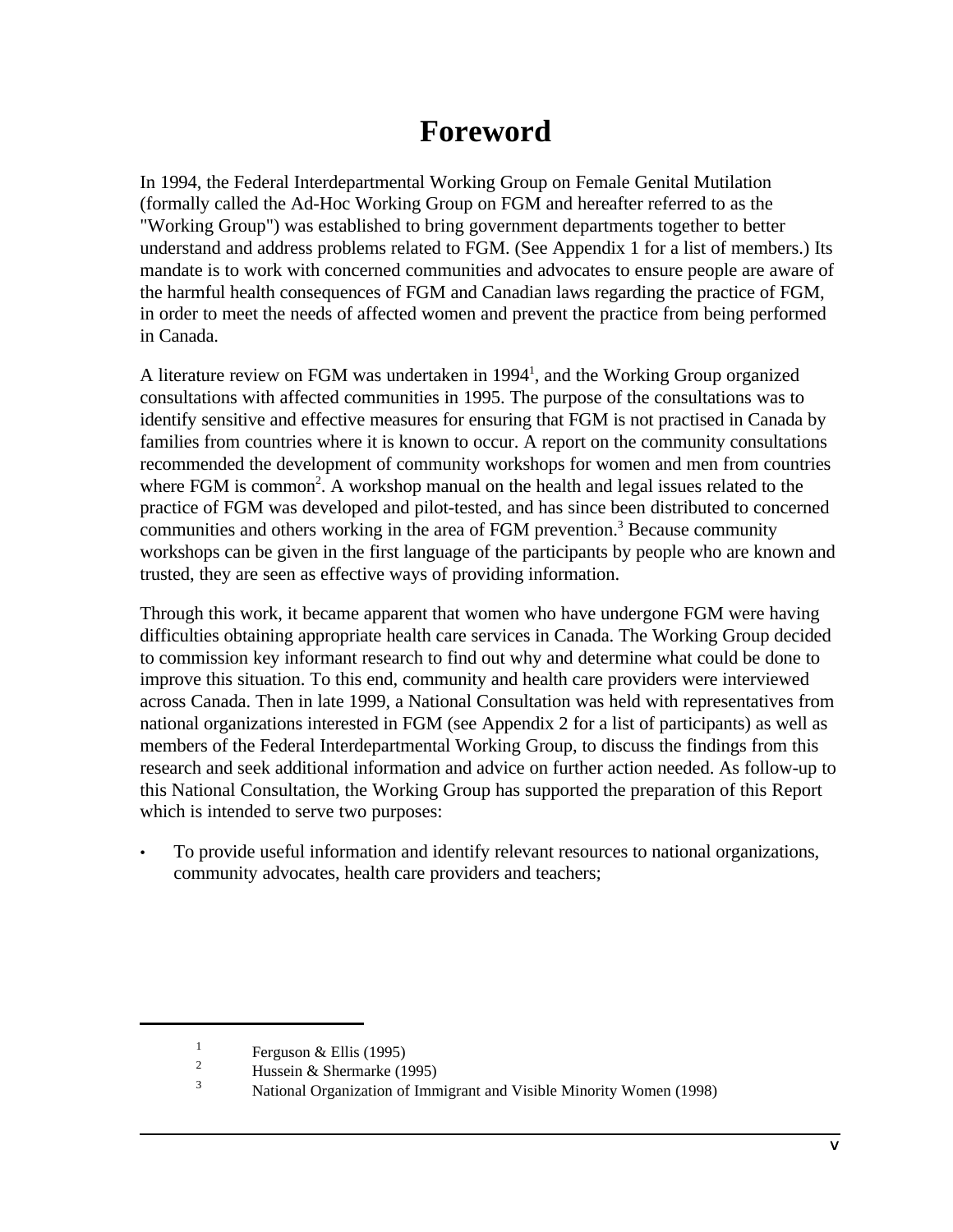# Foreword

In 1994, the Federal Interdepartmental Working Group on Female Genital Mutilation (formally called the Ad-Hoc Working Group on FGM and hereafter referred to as the "Working Group") was established to bring government departments together to better understand and address problems related to FGM. (See Appendix 1 for a list of members.) Its mandate is to work with concerned communities and advocates to ensure people are aware of the harmful health consequences of FGM and Canadian laws regarding the practice of FGM, in order to meet the needs of affected women and prevent the practice from being performed in Canada.

A literature review on FGM was undertaken in 1994[1], and the Working Group organized consultations with affected communities in 1995. The purpose of the consultations was to identify sensitive and effective measures for ensuring that FGM is not practised in Canada by families from countries where it is known to occur. A report on the community consultations recommended the development of community workshops for women and men from countries where FGM is common[2]. A workshop manual on the health and legal issues related to the practice of FGM was developed and pilot-tested, and has since been distributed to concerned communities and others working in the area of FGM prevention.[3] Because community workshops can be given in the first language of the participants by people who are known and trusted, they are seen as effective ways of providing information.

Through this work, it became apparent that women who have undergone FGM were having difficulties obtaining appropriate health care services in Canada. The Working Group decided to commission key informant research to find out why and determine what could be done to improve this situation. To this end, community and health care providers were interviewed across Canada. Then in late 1999, a National Consultation was held with representatives from national organizations interested in FGM (see Appendix 2 for a list of participants) as well as members of the Federal Interdepartmental Working Group, to discuss the findings from this research and seek additional information and advice on further action needed. As follow-up to this National Consultation, the Working Group has supported the preparation of this Report which is intended to serve two purposes:

- To provide useful information and identify relevant resources to national organizations, community advocates, health care providers and teachers;

---

[1] Ferguson & Ellis (1995)

[2] Hussein & Shermarke (1995)

[3] National Organization of Immigrant and Visible Minority Women (1998)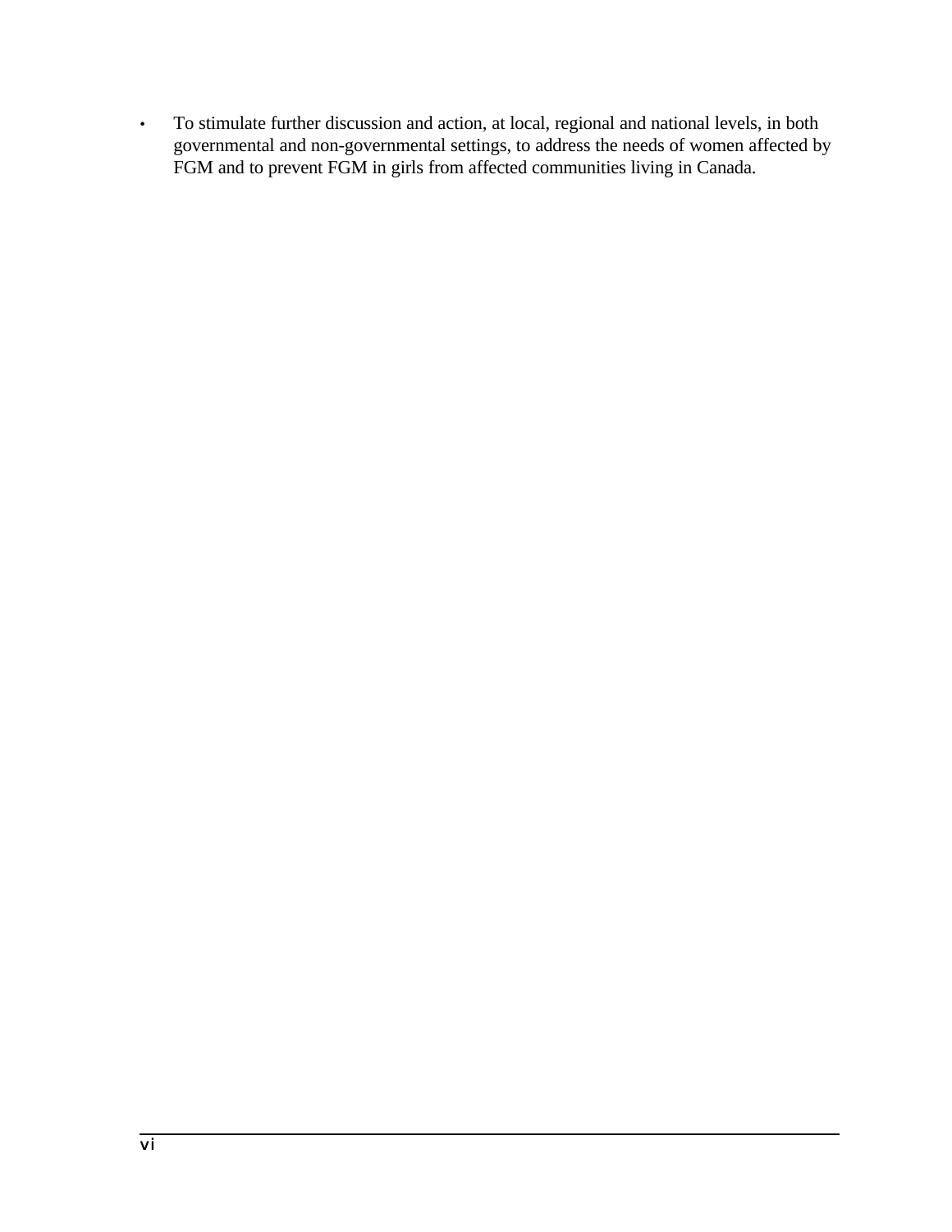- To stimulate further discussion and action, at local, regional and national levels, in both governmental and non-governmental settings, to address the needs of women affected by FGM and to prevent FGM in girls from affected communities living in Canada.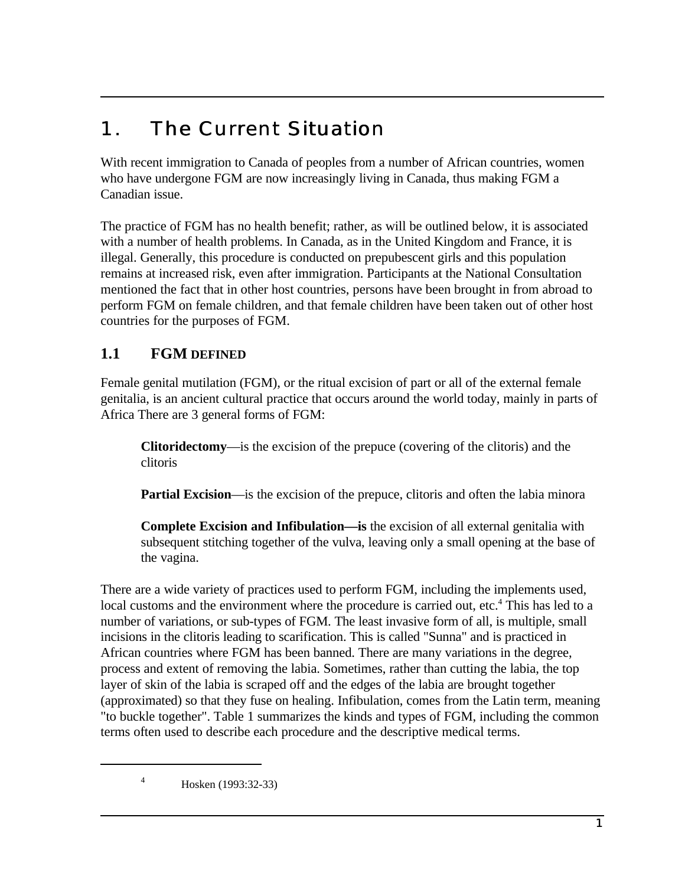# 1. The Current Situation

With recent immigration to Canada of peoples from a number of African countries, women who have undergone FGM are now increasingly living in Canada, thus making FGM a Canadian issue.

The practice of FGM has no health benefit; rather, as will be outlined below, it is associated with a number of health problems. In Canada, as in the United Kingdom and France, it is illegal. Generally, this procedure is conducted on prepubescent girls and this population remains at increased risk, even after immigration. Participants at the National Consultation mentioned the fact that in other host countries, persons have been brought in from abroad to perform FGM on female children, and that female children have been taken out of other host countries for the purposes of FGM.

## 1.1 FGM DEFINED

Female genital mutilation (FGM), or the ritual excision of part or all of the external female genitalia, is an ancient cultural practice that occurs around the world today, mainly in parts of Africa There are 3 general forms of FGM:

> **Clitoridectomy**—is the excision of the prepuce (covering of the clitoris) and the clitoris
>
> **Partial Excision**—is the excision of the prepuce, clitoris and often the labia minora
>
> **Complete Excision and Infibulation—is** the excision of all external genitalia with subsequent stitching together of the vulva, leaving only a small opening at the base of the vagina.

There are a wide variety of practices used to perform FGM, including the implements used, local customs and the environment where the procedure is carried out, etc.[4] This has led to a number of variations, or sub-types of FGM. The least invasive form of all, is multiple, small incisions in the clitoris leading to scarification. This is called "Sunna" and is practiced in African countries where FGM has been banned. There are many variations in the degree, process and extent of removing the labia. Sometimes, rather than cutting the labia, the top layer of skin of the labia is scraped off and the edges of the labia are brought together (approximated) so that they fuse on healing. Infibulation, comes from the Latin term, meaning "to buckle together". Table 1 summarizes the kinds and types of FGM, including the common terms often used to describe each procedure and the descriptive medical terms.

[4] Hosken (1993:32-33)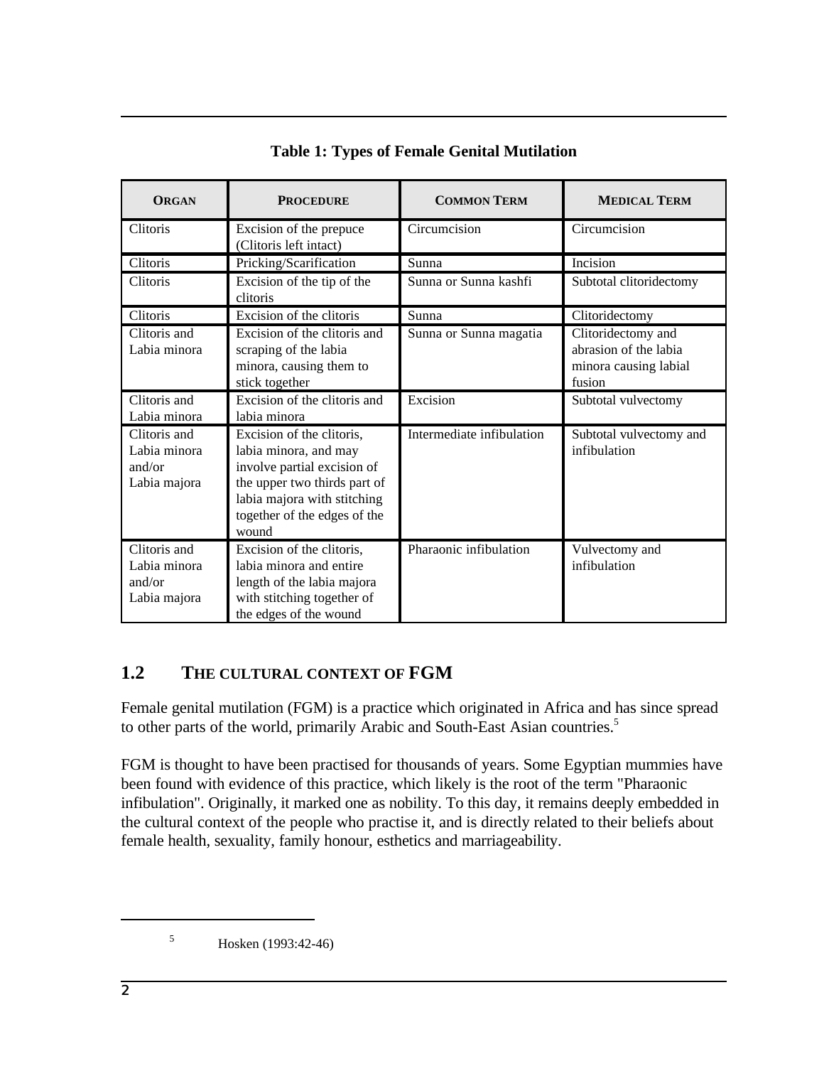**Table 1: Types of Female Genital Mutilation**

| ORGAN | PROCEDURE | COMMON TERM | MEDICAL TERM |
|---|---|---|---|
| Clitoris | Excision of the prepuce (Clitoris left intact) | Circumcision | Circumcision |
| Clitoris | Pricking/Scarification | Sunna | Incision |
| Clitoris | Excision of the tip of the clitoris | Sunna or Sunna kashfi | Subtotal clitoridectomy |
| Clitoris | Excision of the clitoris | Sunna | Clitoridectomy |
| Clitoris and Labia minora | Excision of the clitoris and scraping of the labia minora, causing them to stick together | Sunna or Sunna magatia | Clitoridectomy and abrasion of the labia minora causing labial fusion |
| Clitoris and Labia minora | Excision of the clitoris and labia minora | Excision | Subtotal vulvectomy |
| Clitoris and Labia minora and/or Labia majora | Excision of the clitoris, labia minora, and may involve partial excision of the upper two thirds part of labia majora with stitching together of the edges of the wound | Intermediate infibulation | Subtotal vulvectomy and infibulation |
| Clitoris and Labia minora and/or Labia majora | Excision of the clitoris, labia minora and entire length of the labia majora with stitching together of the edges of the wound | Pharaonic infibulation | Vulvectomy and infibulation |

## 1.2 THE CULTURAL CONTEXT OF FGM

Female genital mutilation (FGM) is a practice which originated in Africa and has since spread to other parts of the world, primarily Arabic and South-East Asian countries.[5]

FGM is thought to have been practised for thousands of years. Some Egyptian mummies have been found with evidence of this practice, which likely is the root of the term "Pharaonic infibulation". Originally, it marked one as nobility. To this day, it remains deeply embedded in the cultural context of the people who practise it, and is directly related to their beliefs about female health, sexuality, family honour, esthetics and marriageability.

[5] Hosken (1993:42-46)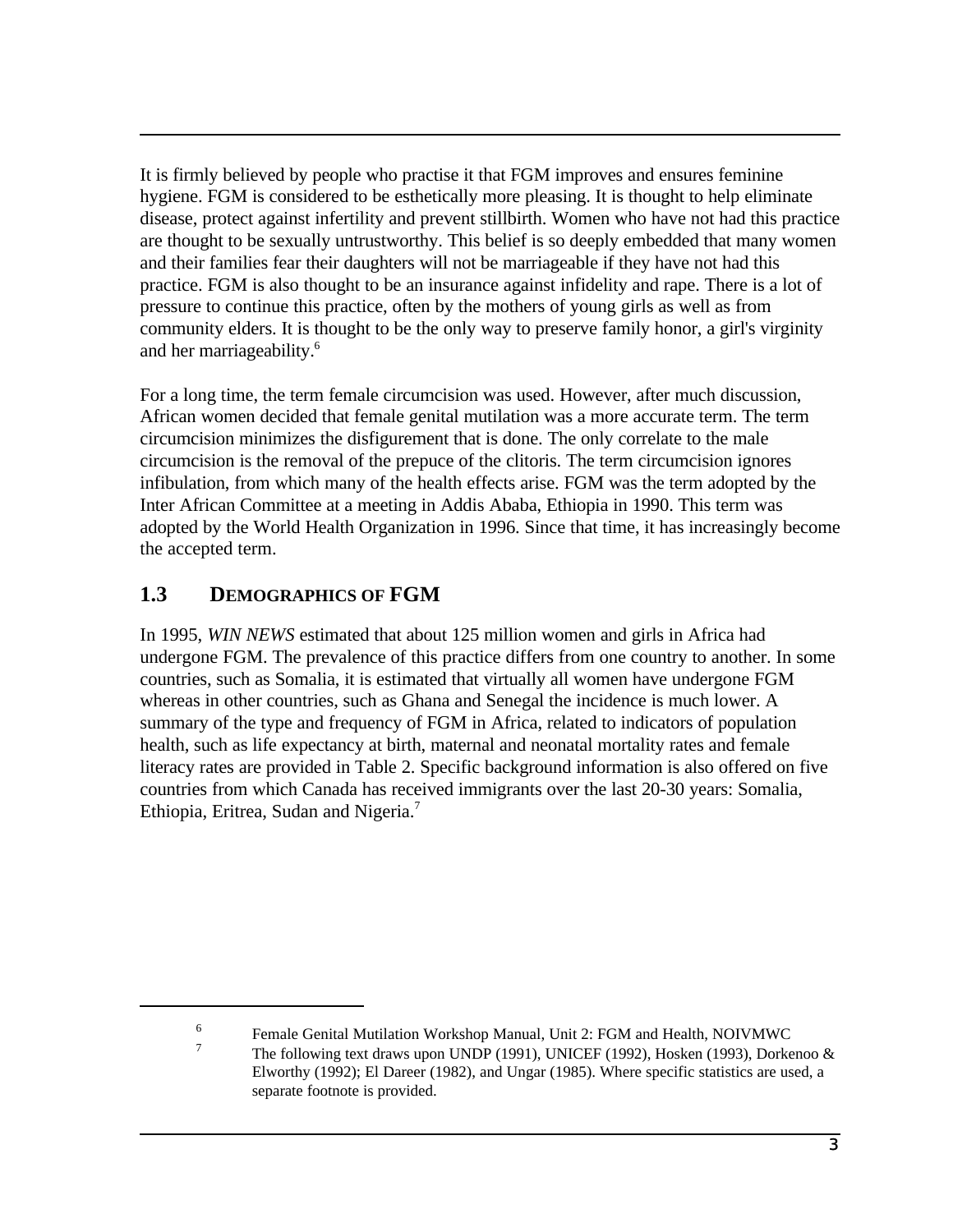It is firmly believed by people who practise it that FGM improves and ensures feminine hygiene. FGM is considered to be esthetically more pleasing. It is thought to help eliminate disease, protect against infertility and prevent stillbirth. Women who have not had this practice are thought to be sexually untrustworthy. This belief is so deeply embedded that many women and their families fear their daughters will not be marriageable if they have not had this practice. FGM is also thought to be an insurance against infidelity and rape. There is a lot of pressure to continue this practice, often by the mothers of young girls as well as from community elders. It is thought to be the only way to preserve family honor, a girl's virginity and her marriageability.[6]

For a long time, the term female circumcision was used. However, after much discussion, African women decided that female genital mutilation was a more accurate term. The term circumcision minimizes the disfigurement that is done. The only correlate to the male circumcision is the removal of the prepuce of the clitoris. The term circumcision ignores infibulation, from which many of the health effects arise. FGM was the term adopted by the Inter African Committee at a meeting in Addis Ababa, Ethiopia in 1990. This term was adopted by the World Health Organization in 1996. Since that time, it has increasingly become the accepted term.

## 1.3 Demographics of FGM

In 1995, *WIN NEWS* estimated that about 125 million women and girls in Africa had undergone FGM. The prevalence of this practice differs from one country to another. In some countries, such as Somalia, it is estimated that virtually all women have undergone FGM whereas in other countries, such as Ghana and Senegal the incidence is much lower. A summary of the type and frequency of FGM in Africa, related to indicators of population health, such as life expectancy at birth, maternal and neonatal mortality rates and female literacy rates are provided in Table 2. Specific background information is also offered on five countries from which Canada has received immigrants over the last 20-30 years: Somalia, Ethiopia, Eritrea, Sudan and Nigeria.[7]

---

[6] Female Genital Mutilation Workshop Manual, Unit 2: FGM and Health, NOIVMWC

[7] The following text draws upon UNDP (1991), UNICEF (1992), Hosken (1993), Dorkenoo & Elworthy (1992); El Dareer (1982), and Ungar (1985). Where specific statistics are used, a separate footnote is provided.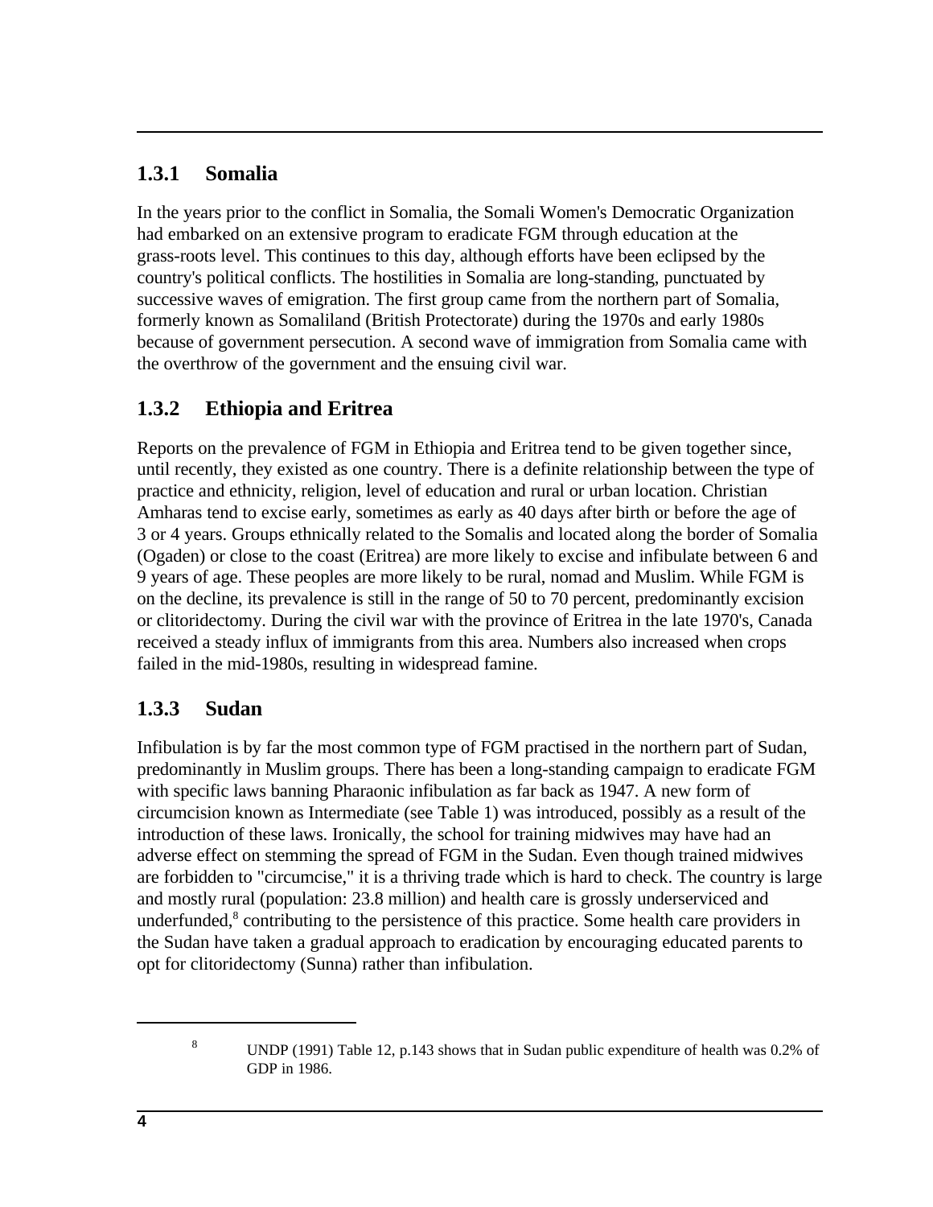### 1.3.1 Somalia

In the years prior to the conflict in Somalia, the Somali Women's Democratic Organization had embarked on an extensive program to eradicate FGM through education at the grass-roots level. This continues to this day, although efforts have been eclipsed by the country's political conflicts. The hostilities in Somalia are long-standing, punctuated by successive waves of emigration. The first group came from the northern part of Somalia, formerly known as Somaliland (British Protectorate) during the 1970s and early 1980s because of government persecution. A second wave of immigration from Somalia came with the overthrow of the government and the ensuing civil war.

### 1.3.2 Ethiopia and Eritrea

Reports on the prevalence of FGM in Ethiopia and Eritrea tend to be given together since, until recently, they existed as one country. There is a definite relationship between the type of practice and ethnicity, religion, level of education and rural or urban location. Christian Amharas tend to excise early, sometimes as early as 40 days after birth or before the age of 3 or 4 years. Groups ethnically related to the Somalis and located along the border of Somalia (Ogaden) or close to the coast (Eritrea) are more likely to excise and infibulate between 6 and 9 years of age. These peoples are more likely to be rural, nomad and Muslim. While FGM is on the decline, its prevalence is still in the range of 50 to 70 percent, predominantly excision or clitoridectomy. During the civil war with the province of Eritrea in the late 1970's, Canada received a steady influx of immigrants from this area. Numbers also increased when crops failed in the mid-1980s, resulting in widespread famine.

### 1.3.3 Sudan

Infibulation is by far the most common type of FGM practised in the northern part of Sudan, predominantly in Muslim groups. There has been a long-standing campaign to eradicate FGM with specific laws banning Pharaonic infibulation as far back as 1947. A new form of circumcision known as Intermediate (see Table 1) was introduced, possibly as a result of the introduction of these laws. Ironically, the school for training midwives may have had an adverse effect on stemming the spread of FGM in the Sudan. Even though trained midwives are forbidden to "circumcise," it is a thriving trade which is hard to check. The country is large and mostly rural (population: 23.8 million) and health care is grossly underserviced and underfunded,[8] contributing to the persistence of this practice. Some health care providers in the Sudan have taken a gradual approach to eradication by encouraging educated parents to opt for clitoridectomy (Sunna) rather than infibulation.

---

[8] UNDP (1991) Table 12, p.143 shows that in Sudan public expenditure of health was 0.2% of GDP in 1986.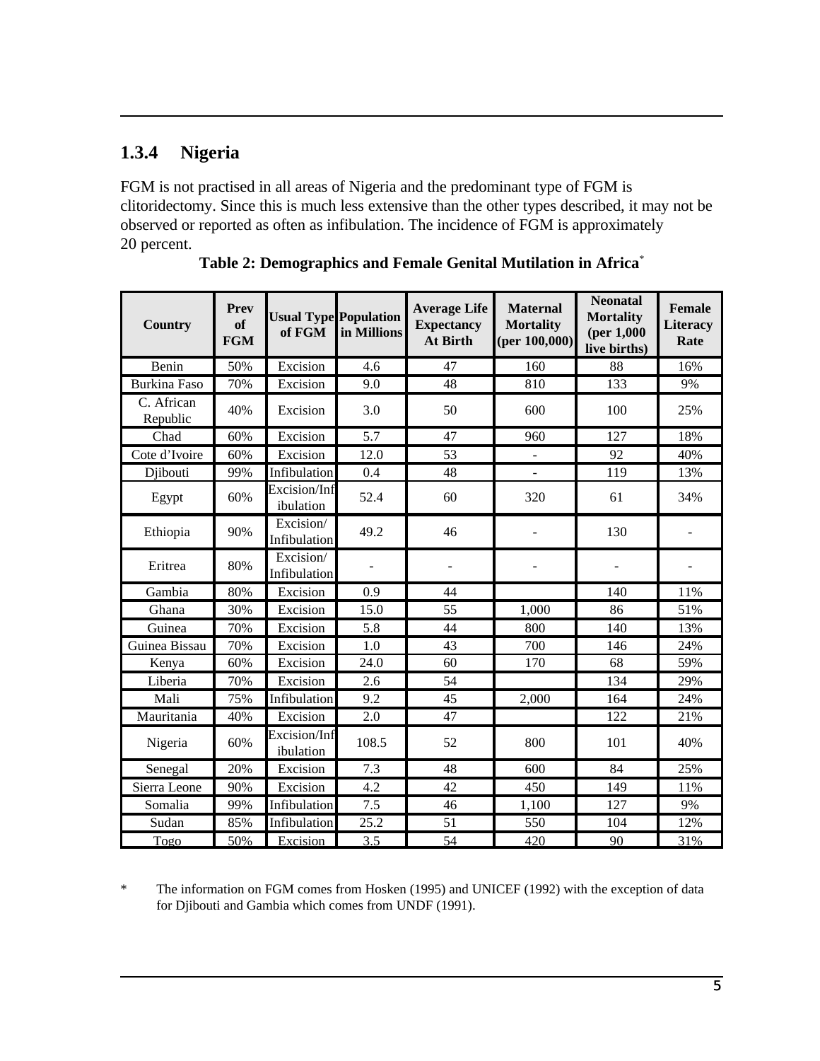### 1.3.4 Nigeria

FGM is not practised in all areas of Nigeria and the predominant type of FGM is clitoridectomy. Since this is much less extensive than the other types described, it may not be observed or reported as often as infibulation. The incidence of FGM is approximately 20 percent.

**Table 2: Demographics and Female Genital Mutilation in Africa***

| Country | Prev of FGM | Usual Type of FGM | Population in Millions | Average Life Expectancy At Birth | Maternal Mortality (per 100,000) | Neonatal Mortality (per 1,000 live births) | Female Literacy Rate |
|---|---|---|---|---|---|---|---|
| Benin | 50% | Excision | 4.6 | 47 | 160 | 88 | 16% |
| Burkina Faso | 70% | Excision | 9.0 | 48 | 810 | 133 | 9% |
| C. African Republic | 40% | Excision | 3.0 | 50 | 600 | 100 | 25% |
| Chad | 60% | Excision | 5.7 | 47 | 960 | 127 | 18% |
| Cote d'Ivoire | 60% | Excision | 12.0 | 53 | - | 92 | 40% |
| Djibouti | 99% | Infibulation | 0.4 | 48 | - | 119 | 13% |
| Egypt | 60% | Excision/Infibulation | 52.4 | 60 | 320 | 61 | 34% |
| Ethiopia | 90% | Excision/ Infibulation | 49.2 | 46 | - | 130 | - |
| Eritrea | 80% | Excision/ Infibulation | - | - | - | - | - |
| Gambia | 80% | Excision | 0.9 | 44 | | 140 | 11% |
| Ghana | 30% | Excision | 15.0 | 55 | 1,000 | 86 | 51% |
| Guinea | 70% | Excision | 5.8 | 44 | 800 | 140 | 13% |
| Guinea Bissau | 70% | Excision | 1.0 | 43 | 700 | 146 | 24% |
| Kenya | 60% | Excision | 24.0 | 60 | 170 | 68 | 59% |
| Liberia | 70% | Excision | 2.6 | 54 | | 134 | 29% |
| Mali | 75% | Infibulation | 9.2 | 45 | 2,000 | 164 | 24% |
| Mauritania | 40% | Excision | 2.0 | 47 | | 122 | 21% |
| Nigeria | 60% | Excision/Infibulation | 108.5 | 52 | 800 | 101 | 40% |
| Senegal | 20% | Excision | 7.3 | 48 | 600 | 84 | 25% |
| Sierra Leone | 90% | Excision | 4.2 | 42 | 450 | 149 | 11% |
| Somalia | 99% | Infibulation | 7.5 | 46 | 1,100 | 127 | 9% |
| Sudan | 85% | Infibulation | 25.2 | 51 | 550 | 104 | 12% |
| Togo | 50% | Excision | 3.5 | 54 | 420 | 90 | 31% |

\* The information on FGM comes from Hosken (1995) and UNICEF (1992) with the exception of data for Djibouti and Gambia which comes from UNDF (1991).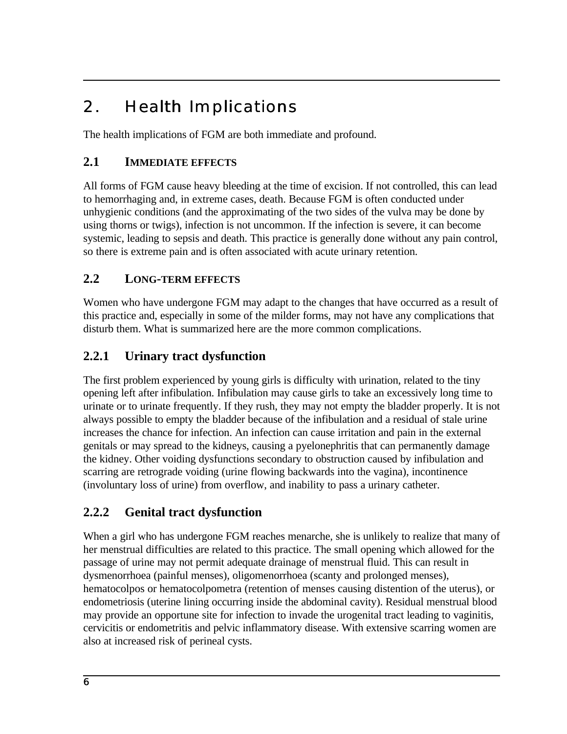# 2. Health Implications

The health implications of FGM are both immediate and profound.

## 2.1 IMMEDIATE EFFECTS

All forms of FGM cause heavy bleeding at the time of excision. If not controlled, this can lead to hemorrhaging and, in extreme cases, death. Because FGM is often conducted under unhygienic conditions (and the approximating of the two sides of the vulva may be done by using thorns or twigs), infection is not uncommon. If the infection is severe, it can become systemic, leading to sepsis and death. This practice is generally done without any pain control, so there is extreme pain and is often associated with acute urinary retention.

## 2.2 LONG-TERM EFFECTS

Women who have undergone FGM may adapt to the changes that have occurred as a result of this practice and, especially in some of the milder forms, may not have any complications that disturb them. What is summarized here are the more common complications.

### 2.2.1 Urinary tract dysfunction

The first problem experienced by young girls is difficulty with urination, related to the tiny opening left after infibulation. Infibulation may cause girls to take an excessively long time to urinate or to urinate frequently. If they rush, they may not empty the bladder properly. It is not always possible to empty the bladder because of the infibulation and a residual of stale urine increases the chance for infection. An infection can cause irritation and pain in the external genitals or may spread to the kidneys, causing a pyelonephritis that can permanently damage the kidney. Other voiding dysfunctions secondary to obstruction caused by infibulation and scarring are retrograde voiding (urine flowing backwards into the vagina), incontinence (involuntary loss of urine) from overflow, and inability to pass a urinary catheter.

### 2.2.2 Genital tract dysfunction

When a girl who has undergone FGM reaches menarche, she is unlikely to realize that many of her menstrual difficulties are related to this practice. The small opening which allowed for the passage of urine may not permit adequate drainage of menstrual fluid. This can result in dysmenorrhoea (painful menses), oligomenorrhoea (scanty and prolonged menses), hematocolpos or hematocolpometra (retention of menses causing distention of the uterus), or endometriosis (uterine lining occurring inside the abdominal cavity). Residual menstrual blood may provide an opportune site for infection to invade the urogenital tract leading to vaginitis, cervicitis or endometritis and pelvic inflammatory disease. With extensive scarring women are also at increased risk of perineal cysts.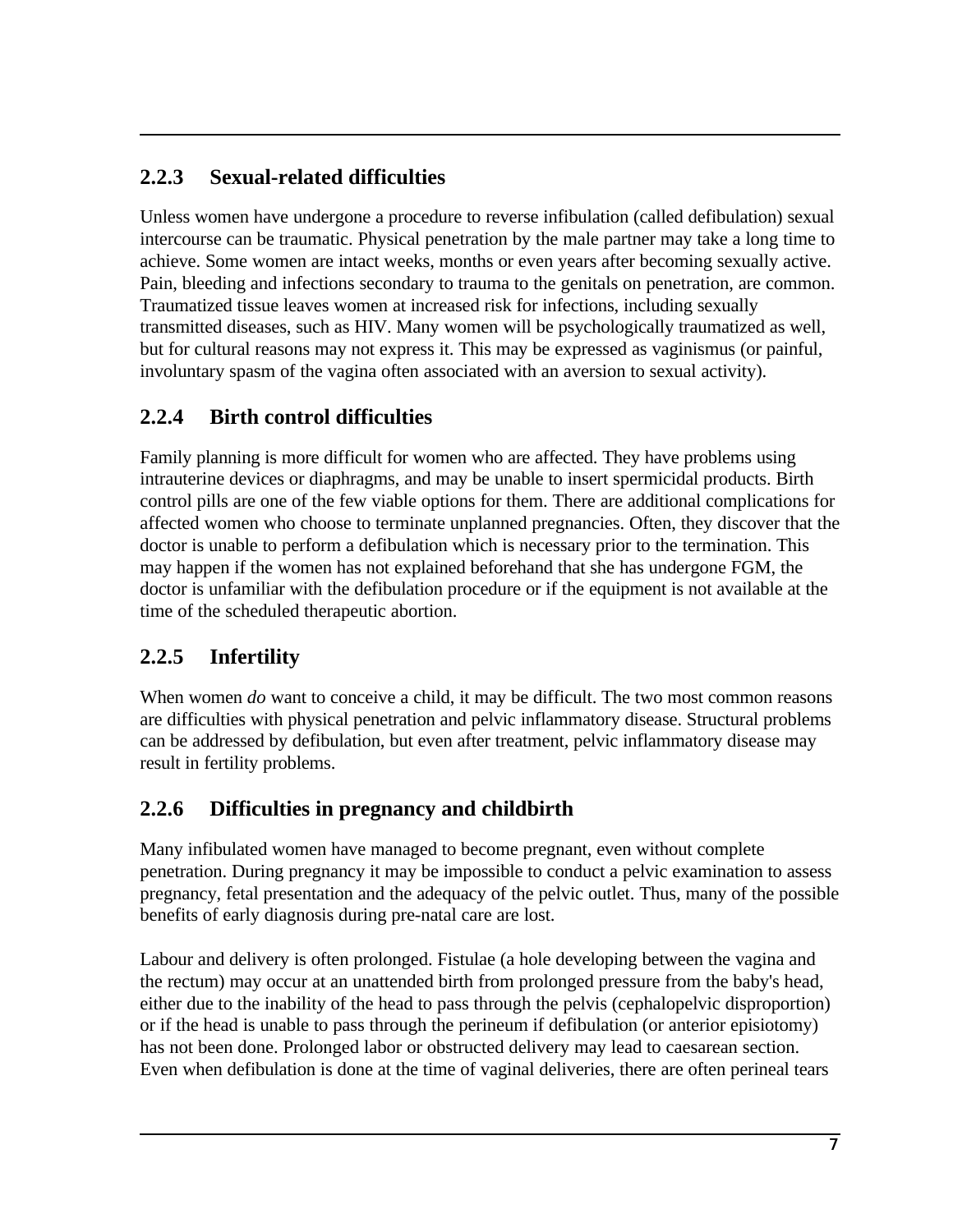### 2.2.3 Sexual-related difficulties

Unless women have undergone a procedure to reverse infibulation (called defibulation) sexual intercourse can be traumatic. Physical penetration by the male partner may take a long time to achieve. Some women are intact weeks, months or even years after becoming sexually active. Pain, bleeding and infections secondary to trauma to the genitals on penetration, are common. Traumatized tissue leaves women at increased risk for infections, including sexually transmitted diseases, such as HIV. Many women will be psychologically traumatized as well, but for cultural reasons may not express it. This may be expressed as vaginismus (or painful, involuntary spasm of the vagina often associated with an aversion to sexual activity).

### 2.2.4 Birth control difficulties

Family planning is more difficult for women who are affected. They have problems using intrauterine devices or diaphragms, and may be unable to insert spermicidal products. Birth control pills are one of the few viable options for them. There are additional complications for affected women who choose to terminate unplanned pregnancies. Often, they discover that the doctor is unable to perform a defibulation which is necessary prior to the termination. This may happen if the women has not explained beforehand that she has undergone FGM, the doctor is unfamiliar with the defibulation procedure or if the equipment is not available at the time of the scheduled therapeutic abortion.

### 2.2.5 Infertility

When women *do* want to conceive a child, it may be difficult. The two most common reasons are difficulties with physical penetration and pelvic inflammatory disease. Structural problems can be addressed by defibulation, but even after treatment, pelvic inflammatory disease may result in fertility problems.

### 2.2.6 Difficulties in pregnancy and childbirth

Many infibulated women have managed to become pregnant, even without complete penetration. During pregnancy it may be impossible to conduct a pelvic examination to assess pregnancy, fetal presentation and the adequacy of the pelvic outlet. Thus, many of the possible benefits of early diagnosis during pre-natal care are lost.

Labour and delivery is often prolonged. Fistulae (a hole developing between the vagina and the rectum) may occur at an unattended birth from prolonged pressure from the baby's head, either due to the inability of the head to pass through the pelvis (cephalopelvic disproportion) or if the head is unable to pass through the perineum if defibulation (or anterior episiotomy) has not been done. Prolonged labor or obstructed delivery may lead to caesarean section. Even when defibulation is done at the time of vaginal deliveries, there are often perineal tears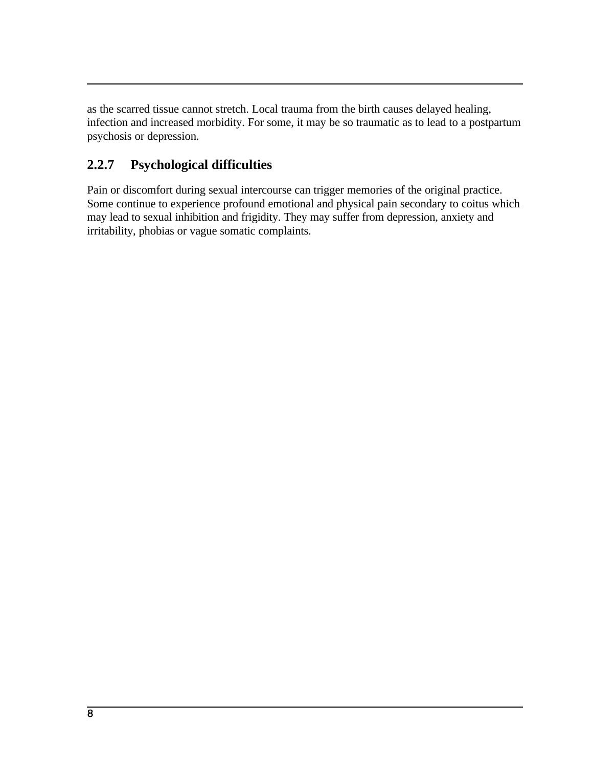as the scarred tissue cannot stretch. Local trauma from the birth causes delayed healing, infection and increased morbidity. For some, it may be so traumatic as to lead to a postpartum psychosis or depression.

### 2.2.7 Psychological difficulties

Pain or discomfort during sexual intercourse can trigger memories of the original practice. Some continue to experience profound emotional and physical pain secondary to coitus which may lead to sexual inhibition and frigidity. They may suffer from depression, anxiety and irritability, phobias or vague somatic complaints.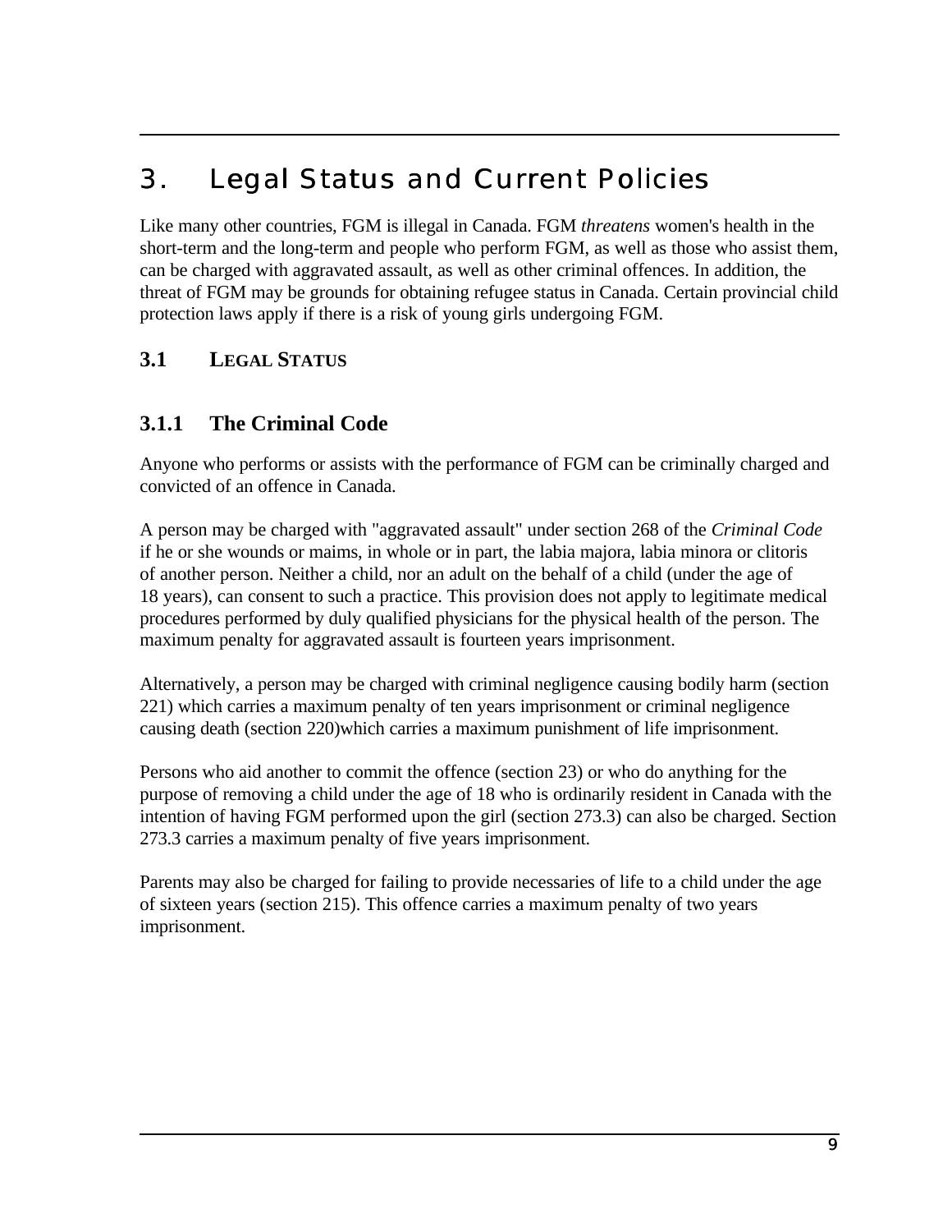# 3. Legal Status and Current Policies

Like many other countries, FGM is illegal in Canada. FGM *threatens* women's health in the short-term and the long-term and people who perform FGM, as well as those who assist them, can be charged with aggravated assault, as well as other criminal offences. In addition, the threat of FGM may be grounds for obtaining refugee status in Canada. Certain provincial child protection laws apply if there is a risk of young girls undergoing FGM.

## 3.1 Legal Status

### 3.1.1 The Criminal Code

Anyone who performs or assists with the performance of FGM can be criminally charged and convicted of an offence in Canada.

A person may be charged with "aggravated assault" under section 268 of the *Criminal Code* if he or she wounds or maims, in whole or in part, the labia majora, labia minora or clitoris of another person. Neither a child, nor an adult on the behalf of a child (under the age of 18 years), can consent to such a practice. This provision does not apply to legitimate medical procedures performed by duly qualified physicians for the physical health of the person. The maximum penalty for aggravated assault is fourteen years imprisonment.

Alternatively, a person may be charged with criminal negligence causing bodily harm (section 221) which carries a maximum penalty of ten years imprisonment or criminal negligence causing death (section 220)which carries a maximum punishment of life imprisonment.

Persons who aid another to commit the offence (section 23) or who do anything for the purpose of removing a child under the age of 18 who is ordinarily resident in Canada with the intention of having FGM performed upon the girl (section 273.3) can also be charged. Section 273.3 carries a maximum penalty of five years imprisonment.

Parents may also be charged for failing to provide necessaries of life to a child under the age of sixteen years (section 215). This offence carries a maximum penalty of two years imprisonment.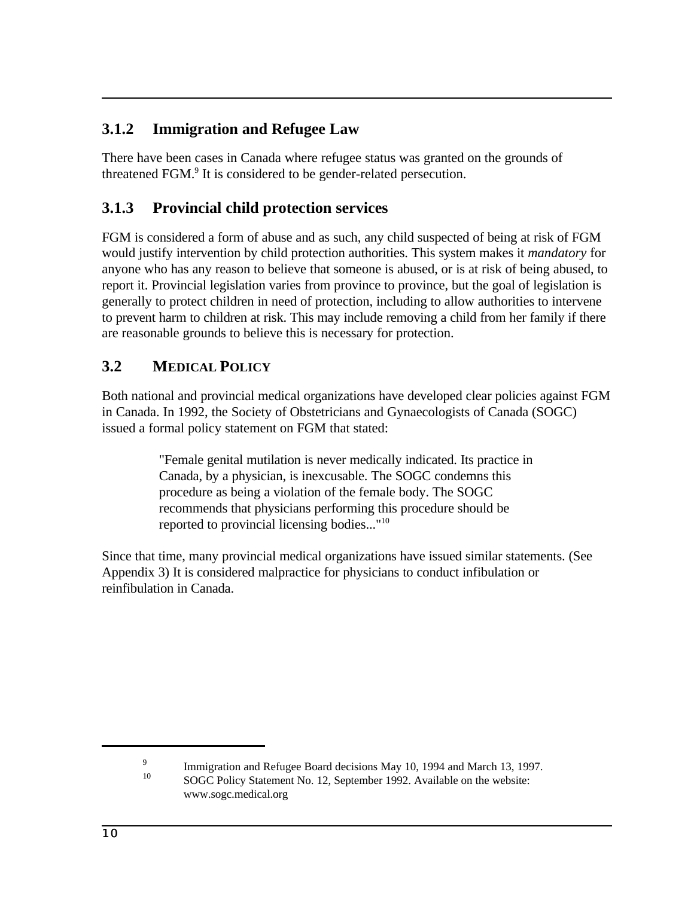### 3.1.2 Immigration and Refugee Law

There have been cases in Canada where refugee status was granted on the grounds of threatened FGM.[9] It is considered to be gender-related persecution.

### 3.1.3 Provincial child protection services

FGM is considered a form of abuse and as such, any child suspected of being at risk of FGM would justify intervention by child protection authorities. This system makes it *mandatory* for anyone who has any reason to believe that someone is abused, or is at risk of being abused, to report it. Provincial legislation varies from province to province, but the goal of legislation is generally to protect children in need of protection, including to allow authorities to intervene to prevent harm to children at risk. This may include removing a child from her family if there are reasonable grounds to believe this is necessary for protection.

## 3.2 MEDICAL POLICY

Both national and provincial medical organizations have developed clear policies against FGM in Canada. In 1992, the Society of Obstetricians and Gynaecologists of Canada (SOGC) issued a formal policy statement on FGM that stated:

> "Female genital mutilation is never medically indicated. Its practice in Canada, by a physician, is inexcusable. The SOGC condemns this procedure as being a violation of the female body. The SOGC recommends that physicians performing this procedure should be reported to provincial licensing bodies..."[10]

Since that time, many provincial medical organizations have issued similar statements. (See Appendix 3) It is considered malpractice for physicians to conduct infibulation or reinfibulation in Canada.

---

[9] Immigration and Refugee Board decisions May 10, 1994 and March 13, 1997.

[10] SOGC Policy Statement No. 12, September 1992. Available on the website: www.sogc.medical.org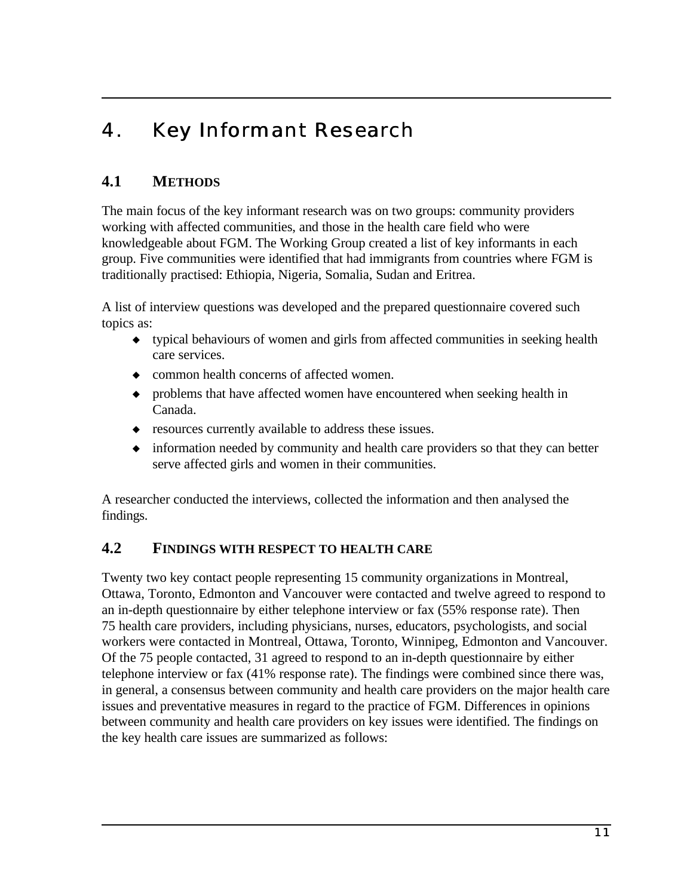# 4. Key Informant Research

## 4.1 METHODS

The main focus of the key informant research was on two groups: community providers working with affected communities, and those in the health care field who were knowledgeable about FGM. The Working Group created a list of key informants in each group. Five communities were identified that had immigrants from countries where FGM is traditionally practised: Ethiopia, Nigeria, Somalia, Sudan and Eritrea.

A list of interview questions was developed and the prepared questionnaire covered such topics as:

- typical behaviours of women and girls from affected communities in seeking health care services.
- common health concerns of affected women.
- problems that have affected women have encountered when seeking health in Canada.
- resources currently available to address these issues.
- information needed by community and health care providers so that they can better serve affected girls and women in their communities.

A researcher conducted the interviews, collected the information and then analysed the findings.

## 4.2 FINDINGS WITH RESPECT TO HEALTH CARE

Twenty two key contact people representing 15 community organizations in Montreal, Ottawa, Toronto, Edmonton and Vancouver were contacted and twelve agreed to respond to an in-depth questionnaire by either telephone interview or fax (55% response rate). Then 75 health care providers, including physicians, nurses, educators, psychologists, and social workers were contacted in Montreal, Ottawa, Toronto, Winnipeg, Edmonton and Vancouver. Of the 75 people contacted, 31 agreed to respond to an in-depth questionnaire by either telephone interview or fax (41% response rate). The findings were combined since there was, in general, a consensus between community and health care providers on the major health care issues and preventative measures in regard to the practice of FGM. Differences in opinions between community and health care providers on key issues were identified. The findings on the key health care issues are summarized as follows: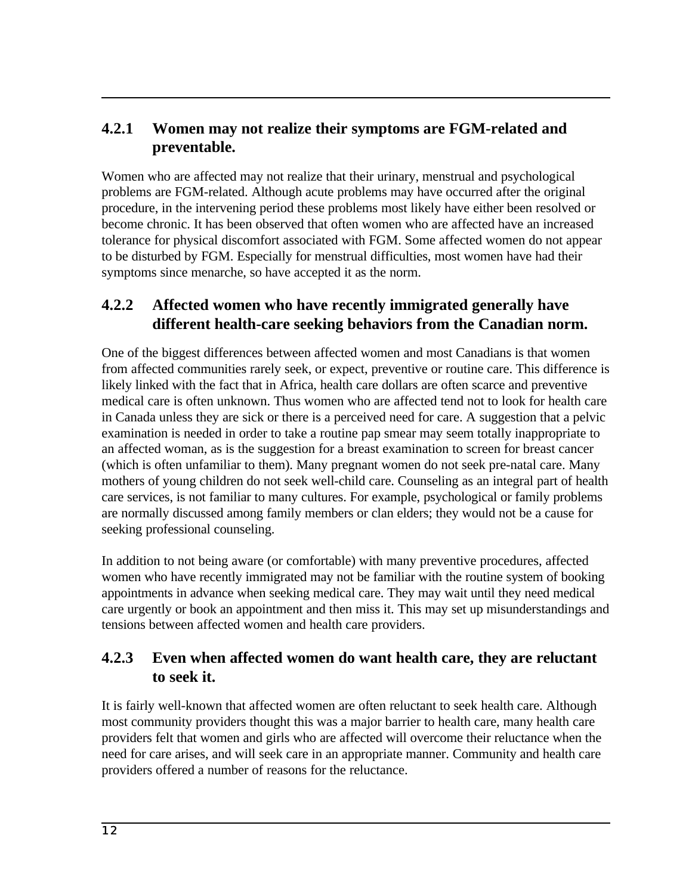### 4.2.1 Women may not realize their symptoms are FGM-related and preventable.

Women who are affected may not realize that their urinary, menstrual and psychological problems are FGM-related. Although acute problems may have occurred after the original procedure, in the intervening period these problems most likely have either been resolved or become chronic. It has been observed that often women who are affected have an increased tolerance for physical discomfort associated with FGM. Some affected women do not appear to be disturbed by FGM. Especially for menstrual difficulties, most women have had their symptoms since menarche, so have accepted it as the norm.

### 4.2.2 Affected women who have recently immigrated generally have different health-care seeking behaviors from the Canadian norm.

One of the biggest differences between affected women and most Canadians is that women from affected communities rarely seek, or expect, preventive or routine care. This difference is likely linked with the fact that in Africa, health care dollars are often scarce and preventive medical care is often unknown. Thus women who are affected tend not to look for health care in Canada unless they are sick or there is a perceived need for care. A suggestion that a pelvic examination is needed in order to take a routine pap smear may seem totally inappropriate to an affected woman, as is the suggestion for a breast examination to screen for breast cancer (which is often unfamiliar to them). Many pregnant women do not seek pre-natal care. Many mothers of young children do not seek well-child care. Counseling as an integral part of health care services, is not familiar to many cultures. For example, psychological or family problems are normally discussed among family members or clan elders; they would not be a cause for seeking professional counseling.

In addition to not being aware (or comfortable) with many preventive procedures, affected women who have recently immigrated may not be familiar with the routine system of booking appointments in advance when seeking medical care. They may wait until they need medical care urgently or book an appointment and then miss it. This may set up misunderstandings and tensions between affected women and health care providers.

### 4.2.3 Even when affected women do want health care, they are reluctant to seek it.

It is fairly well-known that affected women are often reluctant to seek health care. Although most community providers thought this was a major barrier to health care, many health care providers felt that women and girls who are affected will overcome their reluctance when the need for care arises, and will seek care in an appropriate manner. Community and health care providers offered a number of reasons for the reluctance.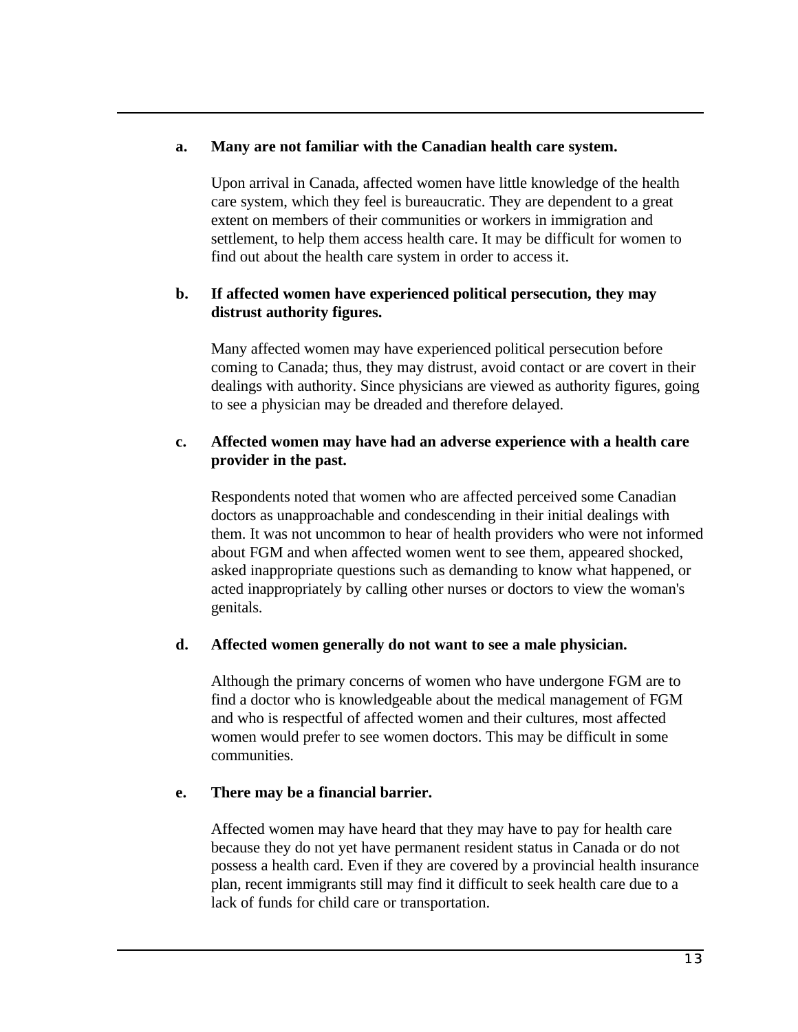**a. Many are not familiar with the Canadian health care system.**

Upon arrival in Canada, affected women have little knowledge of the health care system, which they feel is bureaucratic. They are dependent to a great extent on members of their communities or workers in immigration and settlement, to help them access health care. It may be difficult for women to find out about the health care system in order to access it.

**b. If affected women have experienced political persecution, they may distrust authority figures.**

Many affected women may have experienced political persecution before coming to Canada; thus, they may distrust, avoid contact or are covert in their dealings with authority. Since physicians are viewed as authority figures, going to see a physician may be dreaded and therefore delayed.

**c. Affected women may have had an adverse experience with a health care provider in the past.**

Respondents noted that women who are affected perceived some Canadian doctors as unapproachable and condescending in their initial dealings with them. It was not uncommon to hear of health providers who were not informed about FGM and when affected women went to see them, appeared shocked, asked inappropriate questions such as demanding to know what happened, or acted inappropriately by calling other nurses or doctors to view the woman's genitals.

**d. Affected women generally do not want to see a male physician.**

Although the primary concerns of women who have undergone FGM are to find a doctor who is knowledgeable about the medical management of FGM and who is respectful of affected women and their cultures, most affected women would prefer to see women doctors. This may be difficult in some communities.

**e. There may be a financial barrier.**

Affected women may have heard that they may have to pay for health care because they do not yet have permanent resident status in Canada or do not possess a health card. Even if they are covered by a provincial health insurance plan, recent immigrants still may find it difficult to seek health care due to a lack of funds for child care or transportation.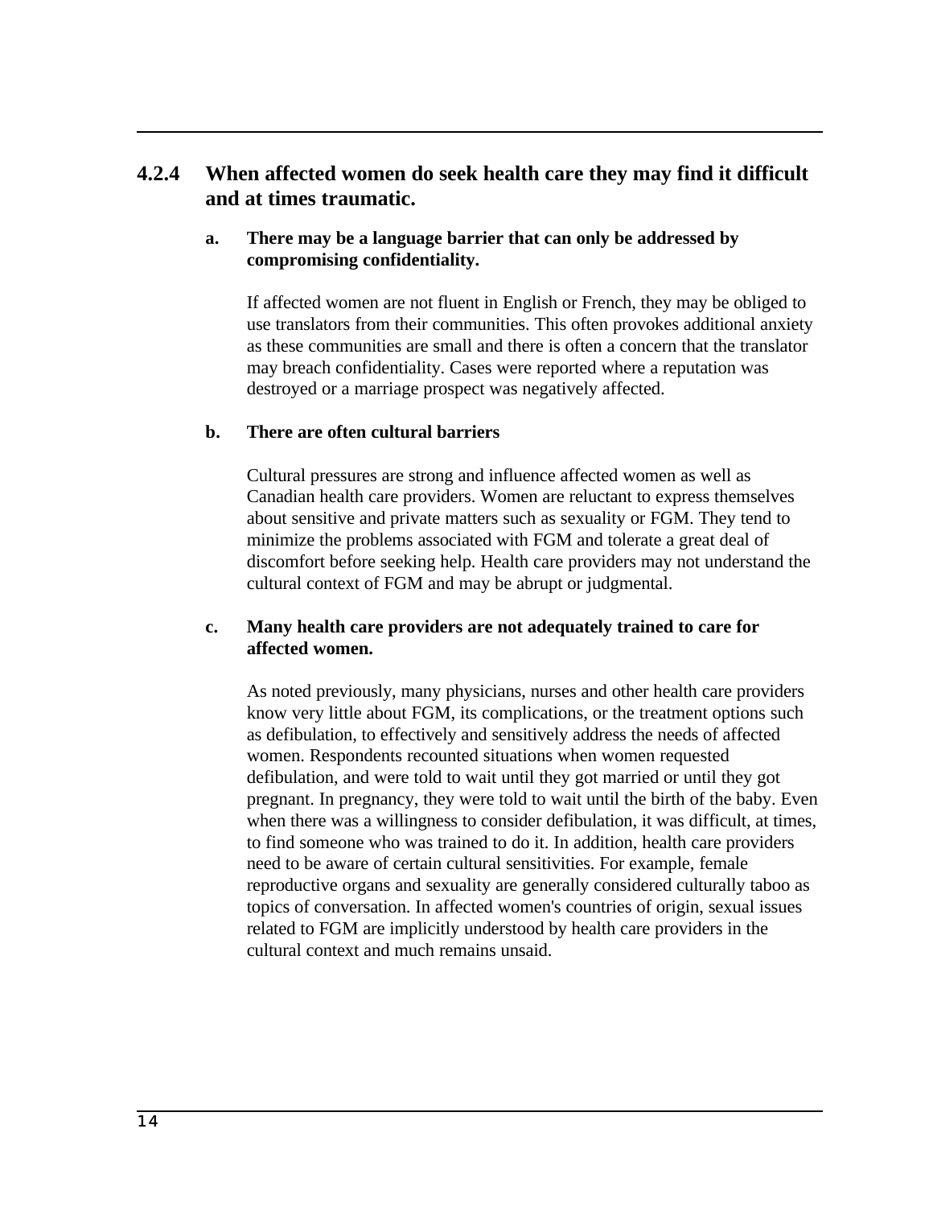### 4.2.4 When affected women do seek health care they may find it difficult and at times traumatic.

**a. There may be a language barrier that can only be addressed by compromising confidentiality.**

If affected women are not fluent in English or French, they may be obliged to use translators from their communities. This often provokes additional anxiety as these communities are small and there is often a concern that the translator may breach confidentiality. Cases were reported where a reputation was destroyed or a marriage prospect was negatively affected.

**b. There are often cultural barriers**

Cultural pressures are strong and influence affected women as well as Canadian health care providers. Women are reluctant to express themselves about sensitive and private matters such as sexuality or FGM. They tend to minimize the problems associated with FGM and tolerate a great deal of discomfort before seeking help. Health care providers may not understand the cultural context of FGM and may be abrupt or judgmental.

**c. Many health care providers are not adequately trained to care for affected women.**

As noted previously, many physicians, nurses and other health care providers know very little about FGM, its complications, or the treatment options such as defibulation, to effectively and sensitively address the needs of affected women. Respondents recounted situations when women requested defibulation, and were told to wait until they got married or until they got pregnant. In pregnancy, they were told to wait until the birth of the baby. Even when there was a willingness to consider defibulation, it was difficult, at times, to find someone who was trained to do it. In addition, health care providers need to be aware of certain cultural sensitivities. For example, female reproductive organs and sexuality are generally considered culturally taboo as topics of conversation. In affected women's countries of origin, sexual issues related to FGM are implicitly understood by health care providers in the cultural context and much remains unsaid.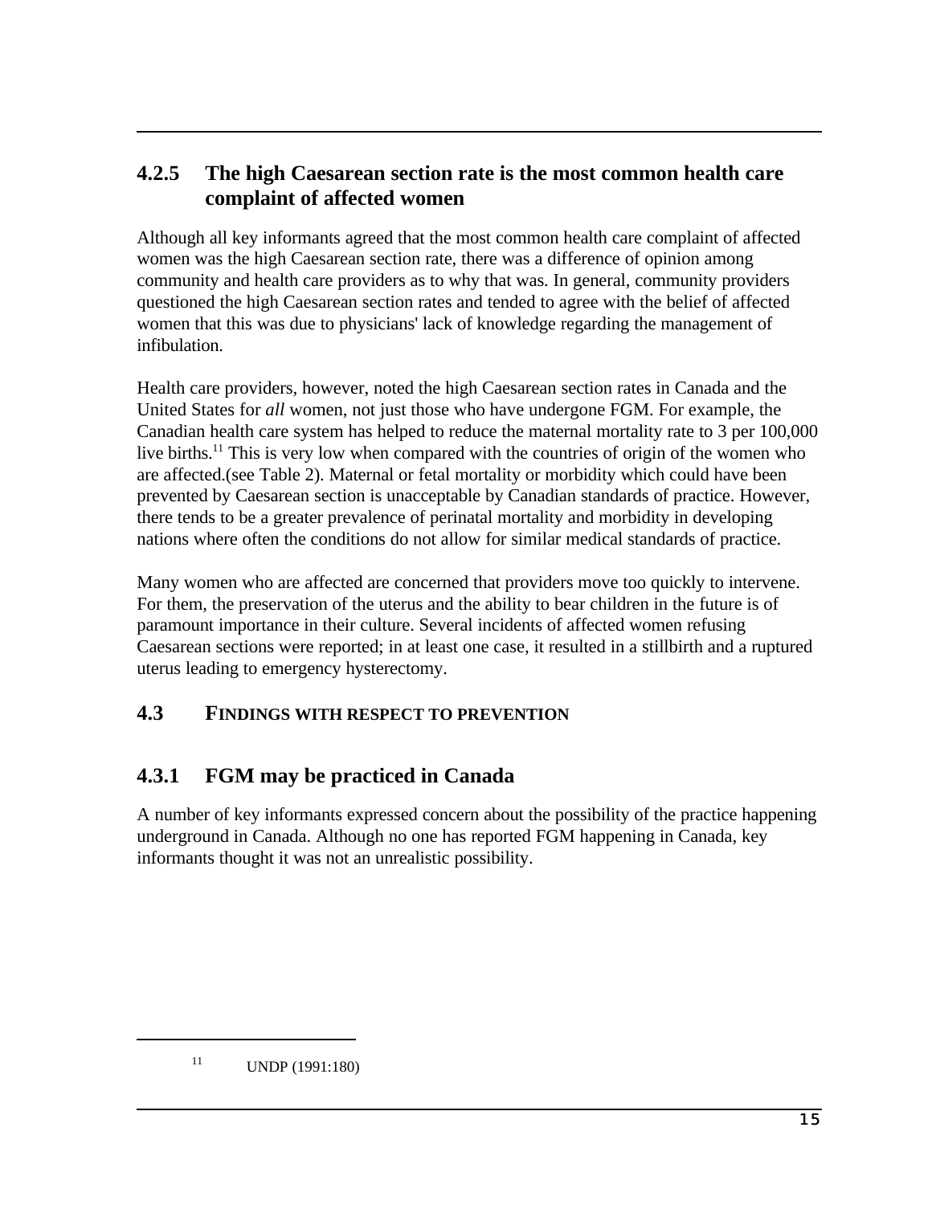### 4.2.5 The high Caesarean section rate is the most common health care complaint of affected women

Although all key informants agreed that the most common health care complaint of affected women was the high Caesarean section rate, there was a difference of opinion among community and health care providers as to why that was. In general, community providers questioned the high Caesarean section rates and tended to agree with the belief of affected women that this was due to physicians' lack of knowledge regarding the management of infibulation.

Health care providers, however, noted the high Caesarean section rates in Canada and the United States for *all* women, not just those who have undergone FGM. For example, the Canadian health care system has helped to reduce the maternal mortality rate to 3 per 100,000 live births.[11] This is very low when compared with the countries of origin of the women who are affected.(see Table 2). Maternal or fetal mortality or morbidity which could have been prevented by Caesarean section is unacceptable by Canadian standards of practice. However, there tends to be a greater prevalence of perinatal mortality and morbidity in developing nations where often the conditions do not allow for similar medical standards of practice.

Many women who are affected are concerned that providers move too quickly to intervene. For them, the preservation of the uterus and the ability to bear children in the future is of paramount importance in their culture. Several incidents of affected women refusing Caesarean sections were reported; in at least one case, it resulted in a stillbirth and a ruptured uterus leading to emergency hysterectomy.

## 4.3 FINDINGS WITH RESPECT TO PREVENTION

### 4.3.1 FGM may be practiced in Canada

A number of key informants expressed concern about the possibility of the practice happening underground in Canada. Although no one has reported FGM happening in Canada, key informants thought it was not an unrealistic possibility.

---

[11] UNDP (1991:180)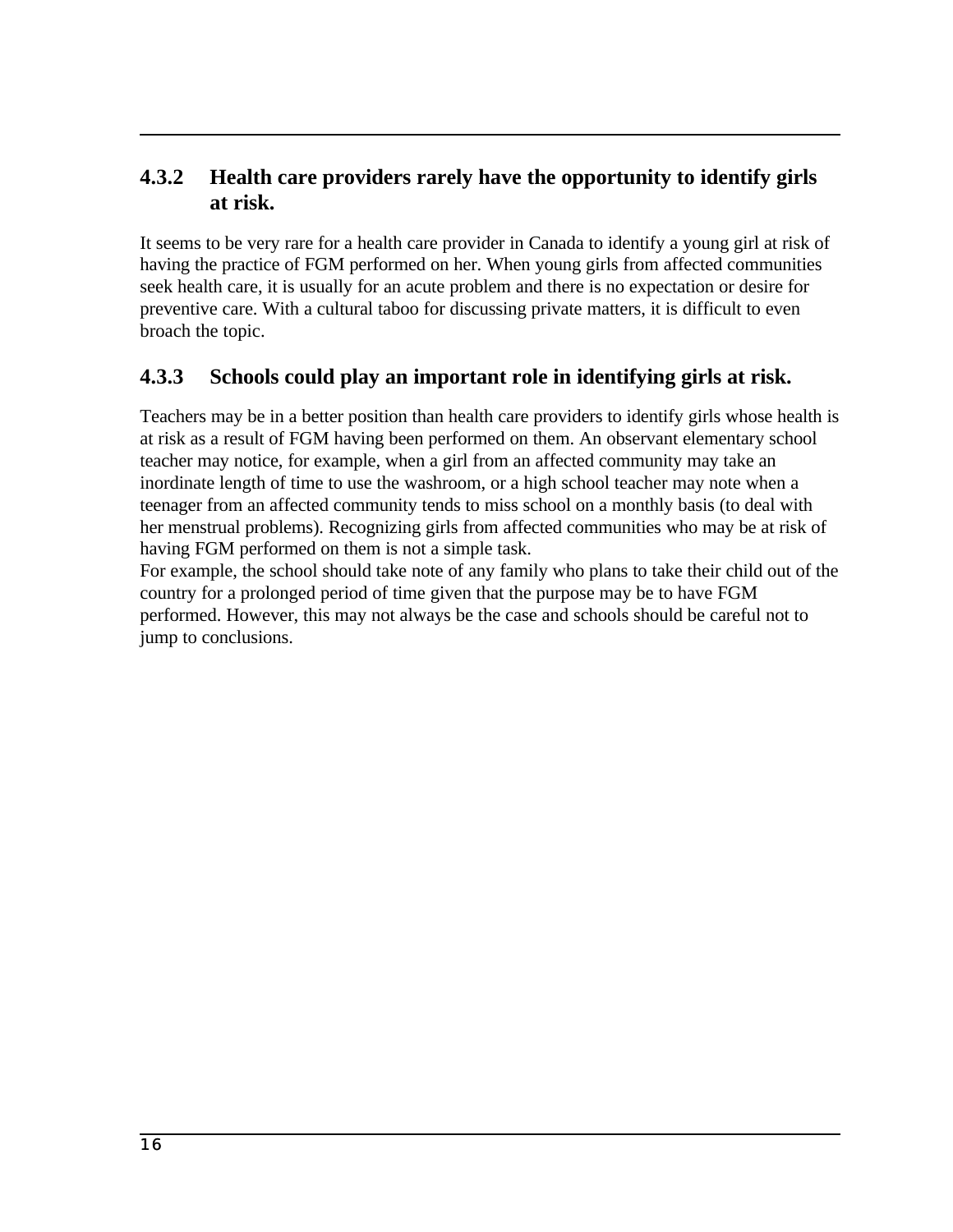### 4.3.2 Health care providers rarely have the opportunity to identify girls at risk.

It seems to be very rare for a health care provider in Canada to identify a young girl at risk of having the practice of FGM performed on her. When young girls from affected communities seek health care, it is usually for an acute problem and there is no expectation or desire for preventive care. With a cultural taboo for discussing private matters, it is difficult to even broach the topic.

### 4.3.3 Schools could play an important role in identifying girls at risk.

Teachers may be in a better position than health care providers to identify girls whose health is at risk as a result of FGM having been performed on them. An observant elementary school teacher may notice, for example, when a girl from an affected community may take an inordinate length of time to use the washroom, or a high school teacher may note when a teenager from an affected community tends to miss school on a monthly basis (to deal with her menstrual problems). Recognizing girls from affected communities who may be at risk of having FGM performed on them is not a simple task.

For example, the school should take note of any family who plans to take their child out of the country for a prolonged period of time given that the purpose may be to have FGM performed. However, this may not always be the case and schools should be careful not to jump to conclusions.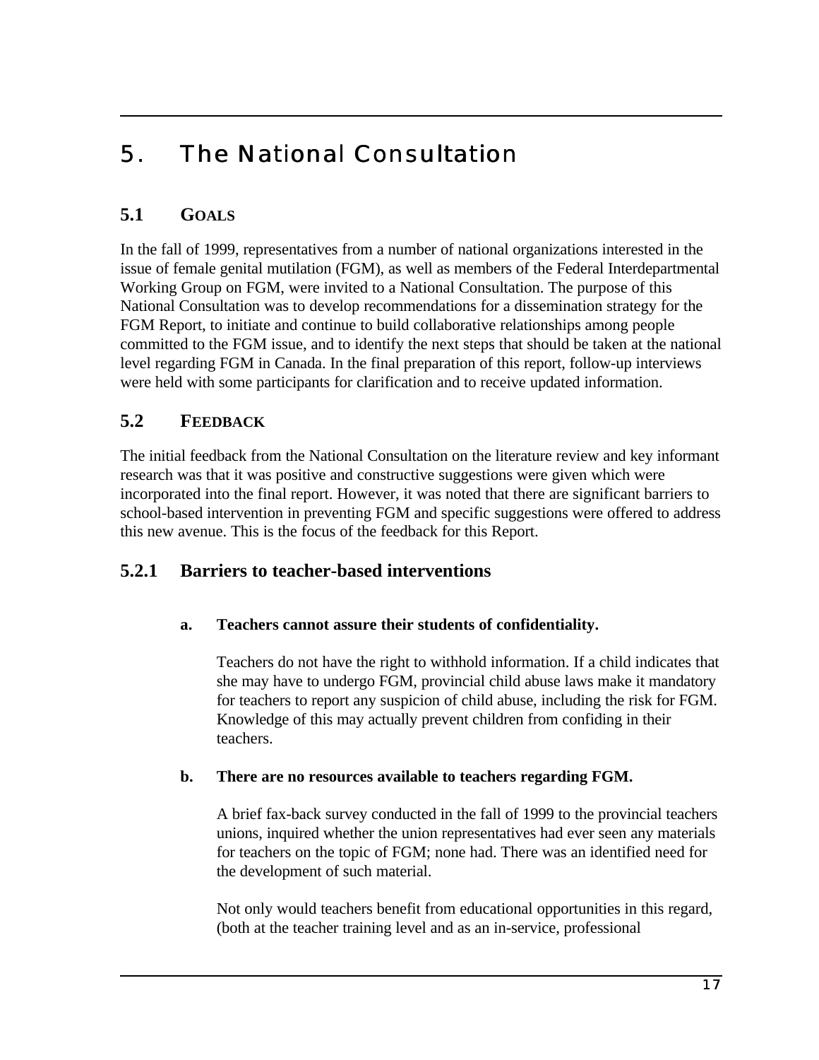# 5. The National Consultation

## 5.1 GOALS

In the fall of 1999, representatives from a number of national organizations interested in the issue of female genital mutilation (FGM), as well as members of the Federal Interdepartmental Working Group on FGM, were invited to a National Consultation. The purpose of this National Consultation was to develop recommendations for a dissemination strategy for the FGM Report, to initiate and continue to build collaborative relationships among people committed to the FGM issue, and to identify the next steps that should be taken at the national level regarding FGM in Canada. In the final preparation of this report, follow-up interviews were held with some participants for clarification and to receive updated information.

## 5.2 FEEDBACK

The initial feedback from the National Consultation on the literature review and key informant research was that it was positive and constructive suggestions were given which were incorporated into the final report. However, it was noted that there are significant barriers to school-based intervention in preventing FGM and specific suggestions were offered to address this new avenue. This is the focus of the feedback for this Report.

### 5.2.1 Barriers to teacher-based interventions

**a. Teachers cannot assure their students of confidentiality.**

Teachers do not have the right to withhold information. If a child indicates that she may have to undergo FGM, provincial child abuse laws make it mandatory for teachers to report any suspicion of child abuse, including the risk for FGM. Knowledge of this may actually prevent children from confiding in their teachers.

**b. There are no resources available to teachers regarding FGM.**

A brief fax-back survey conducted in the fall of 1999 to the provincial teachers unions, inquired whether the union representatives had ever seen any materials for teachers on the topic of FGM; none had. There was an identified need for the development of such material.

Not only would teachers benefit from educational opportunities in this regard, (both at the teacher training level and as an in-service, professional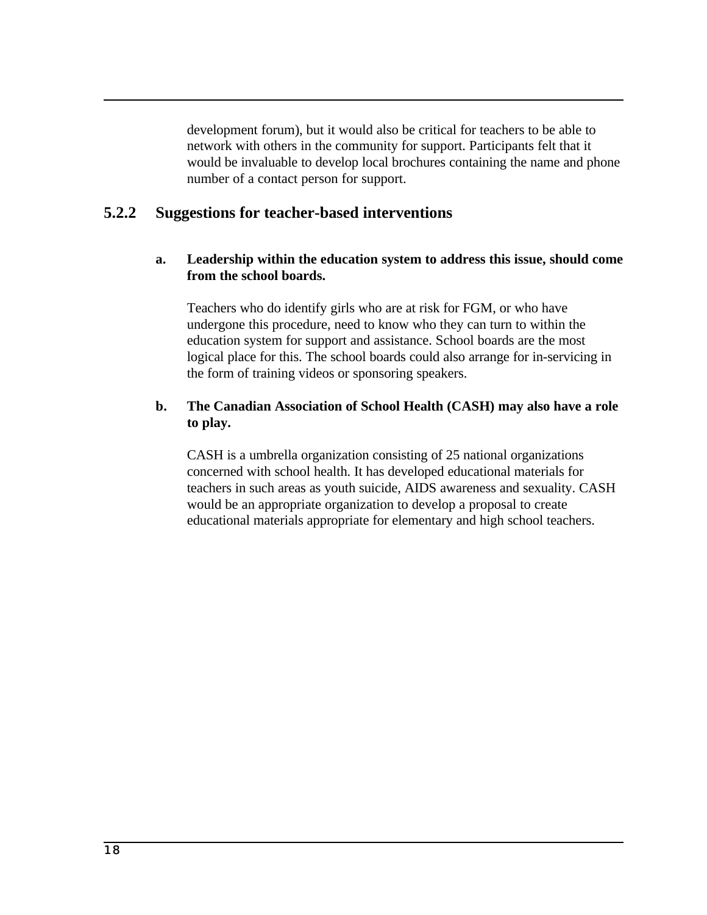development forum), but it would also be critical for teachers to be able to network with others in the community for support. Participants felt that it would be invaluable to develop local brochures containing the name and phone number of a contact person for support.

### 5.2.2 Suggestions for teacher-based interventions

**a. Leadership within the education system to address this issue, should come from the school boards.**

Teachers who do identify girls who are at risk for FGM, or who have undergone this procedure, need to know who they can turn to within the education system for support and assistance. School boards are the most logical place for this. The school boards could also arrange for in-servicing in the form of training videos or sponsoring speakers.

**b. The Canadian Association of School Health (CASH) may also have a role to play.**

CASH is a umbrella organization consisting of 25 national organizations concerned with school health. It has developed educational materials for teachers in such areas as youth suicide, AIDS awareness and sexuality. CASH would be an appropriate organization to develop a proposal to create educational materials appropriate for elementary and high school teachers.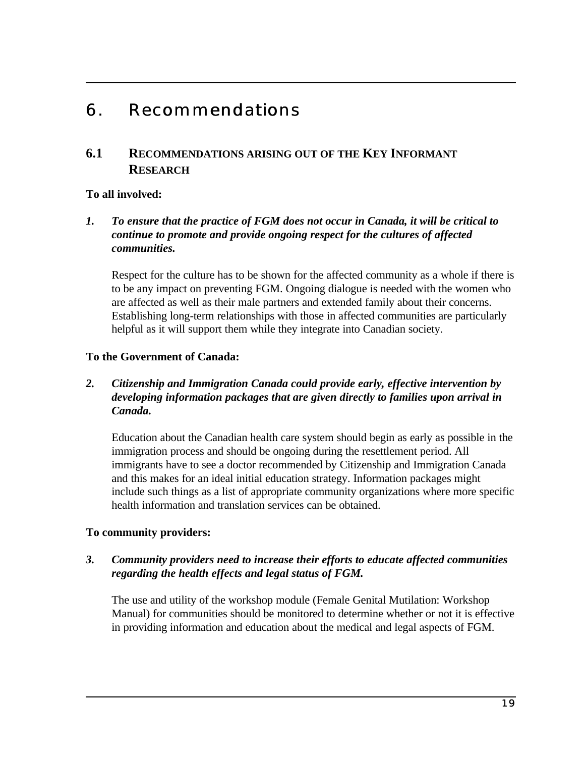# 6. Recommendations

## 6.1 RECOMMENDATIONS ARISING OUT OF THE KEY INFORMANT RESEARCH

**To all involved:**

***1. To ensure that the practice of FGM does not occur in Canada, it will be critical to continue to promote and provide ongoing respect for the cultures of affected communities.***

Respect for the culture has to be shown for the affected community as a whole if there is to be any impact on preventing FGM. Ongoing dialogue is needed with the women who are affected as well as their male partners and extended family about their concerns. Establishing long-term relationships with those in affected communities are particularly helpful as it will support them while they integrate into Canadian society.

**To the Government of Canada:**

***2. Citizenship and Immigration Canada could provide early, effective intervention by developing information packages that are given directly to families upon arrival in Canada.***

Education about the Canadian health care system should begin as early as possible in the immigration process and should be ongoing during the resettlement period. All immigrants have to see a doctor recommended by Citizenship and Immigration Canada and this makes for an ideal initial education strategy. Information packages might include such things as a list of appropriate community organizations where more specific health information and translation services can be obtained.

**To community providers:**

***3. Community providers need to increase their efforts to educate affected communities regarding the health effects and legal status of FGM.***

The use and utility of the workshop module (Female Genital Mutilation: Workshop Manual) for communities should be monitored to determine whether or not it is effective in providing information and education about the medical and legal aspects of FGM.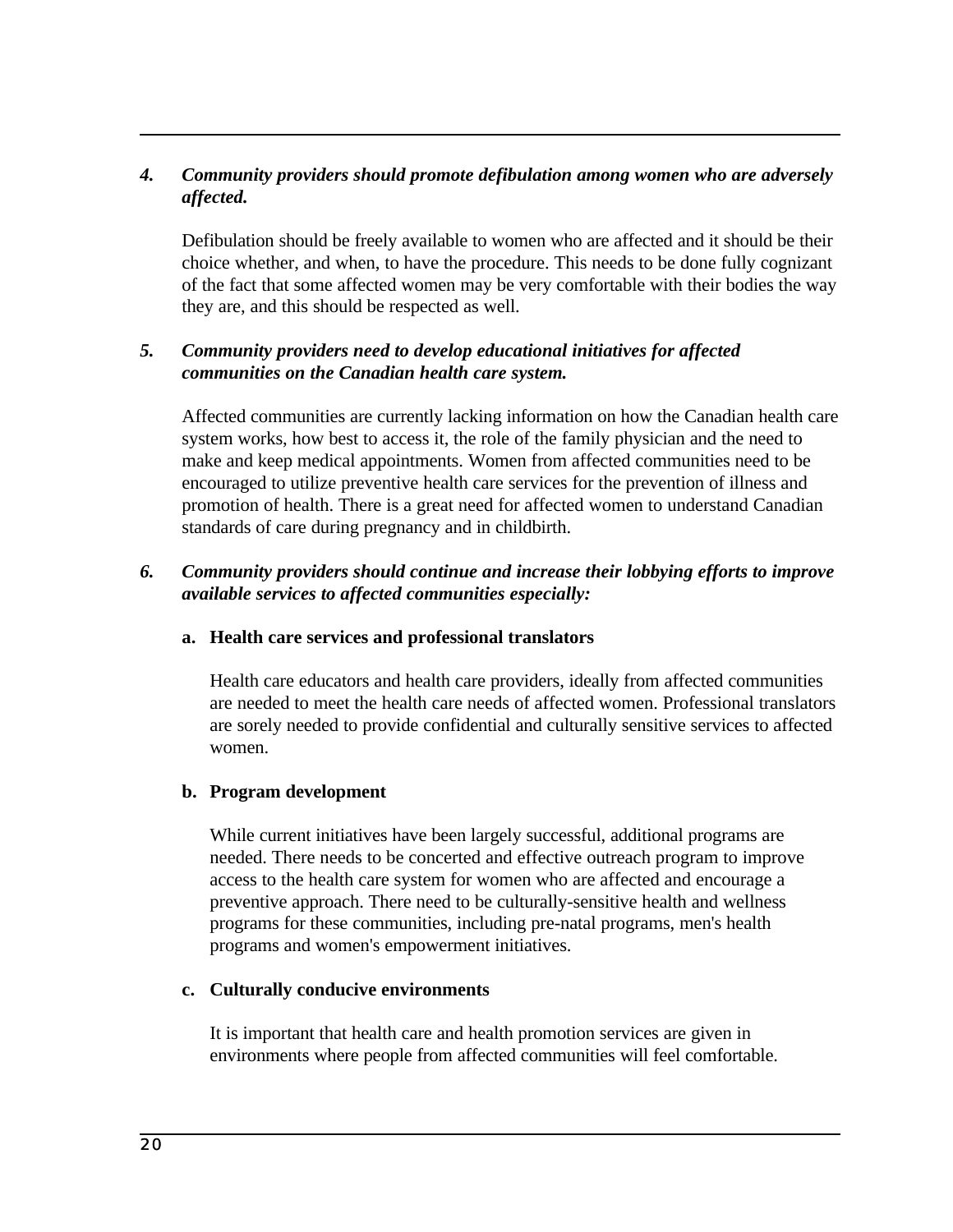*4. **Community providers should promote defibulation among women who are adversely affected.***

Defibulation should be freely available to women who are affected and it should be their choice whether, and when, to have the procedure. This needs to be done fully cognizant of the fact that some affected women may be very comfortable with their bodies the way they are, and this should be respected as well.

*5. **Community providers need to develop educational initiatives for affected communities on the Canadian health care system.***

Affected communities are currently lacking information on how the Canadian health care system works, how best to access it, the role of the family physician and the need to make and keep medical appointments. Women from affected communities need to be encouraged to utilize preventive health care services for the prevention of illness and promotion of health. There is a great need for affected women to understand Canadian standards of care during pregnancy and in childbirth.

*6. **Community providers should continue and increase their lobbying efforts to improve available services to affected communities especially:***

**a. Health care services and professional translators**

Health care educators and health care providers, ideally from affected communities are needed to meet the health care needs of affected women. Professional translators are sorely needed to provide confidential and culturally sensitive services to affected women.

**b. Program development**

While current initiatives have been largely successful, additional programs are needed. There needs to be concerted and effective outreach program to improve access to the health care system for women who are affected and encourage a preventive approach. There need to be culturally-sensitive health and wellness programs for these communities, including pre-natal programs, men's health programs and women's empowerment initiatives.

**c. Culturally conducive environments**

It is important that health care and health promotion services are given in environments where people from affected communities will feel comfortable.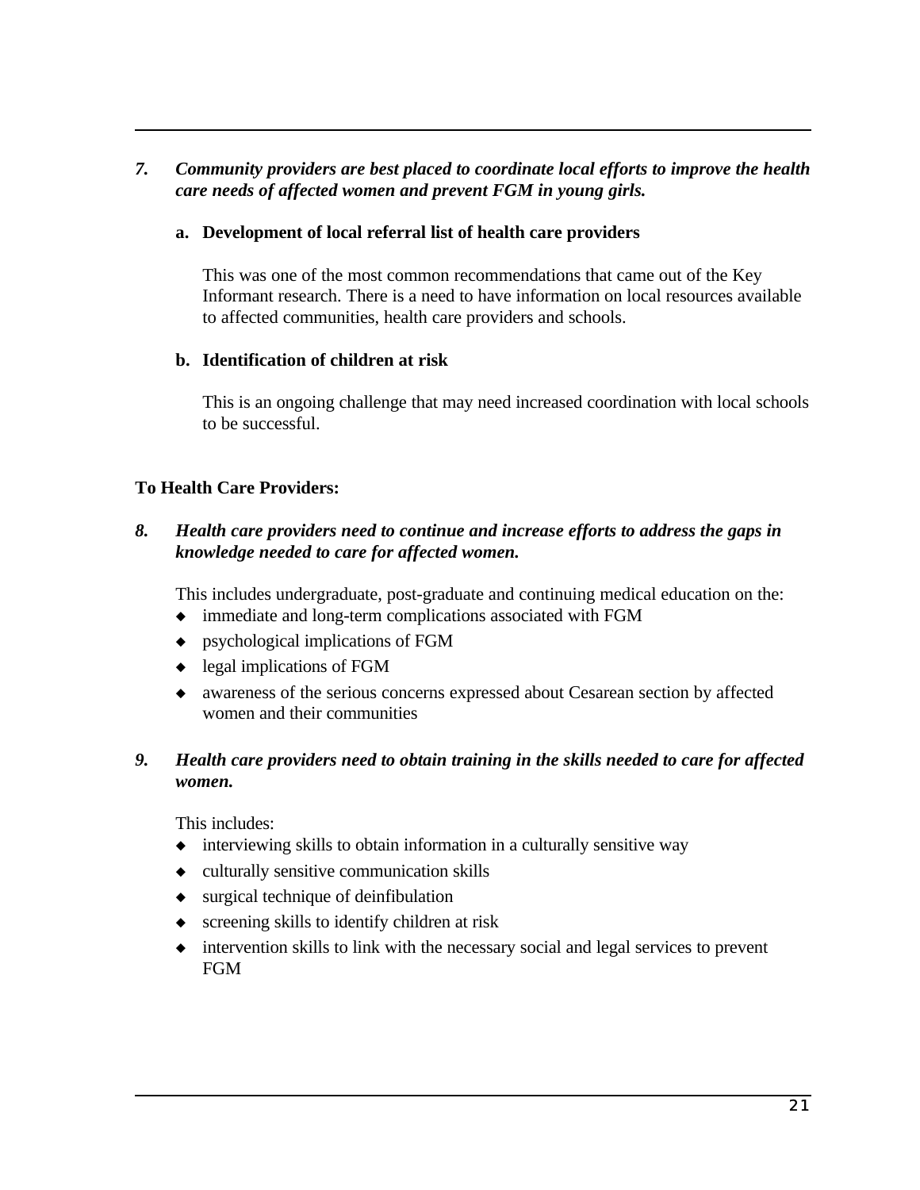*7. Community providers are best placed to coordinate local efforts to improve the health care needs of affected women and prevent FGM in young girls.*

**a. Development of local referral list of health care providers**

This was one of the most common recommendations that came out of the Key Informant research. There is a need to have information on local resources available to affected communities, health care providers and schools.

**b. Identification of children at risk**

This is an ongoing challenge that may need increased coordination with local schools to be successful.

**To Health Care Providers:**

*8. Health care providers need to continue and increase efforts to address the gaps in knowledge needed to care for affected women.*

This includes undergraduate, post-graduate and continuing medical education on the:

- immediate and long-term complications associated with FGM
- psychological implications of FGM
- legal implications of FGM
- awareness of the serious concerns expressed about Cesarean section by affected women and their communities

*9. Health care providers need to obtain training in the skills needed to care for affected women.*

This includes:

- interviewing skills to obtain information in a culturally sensitive way
- culturally sensitive communication skills
- surgical technique of deinfibulation
- screening skills to identify children at risk
- intervention skills to link with the necessary social and legal services to prevent FGM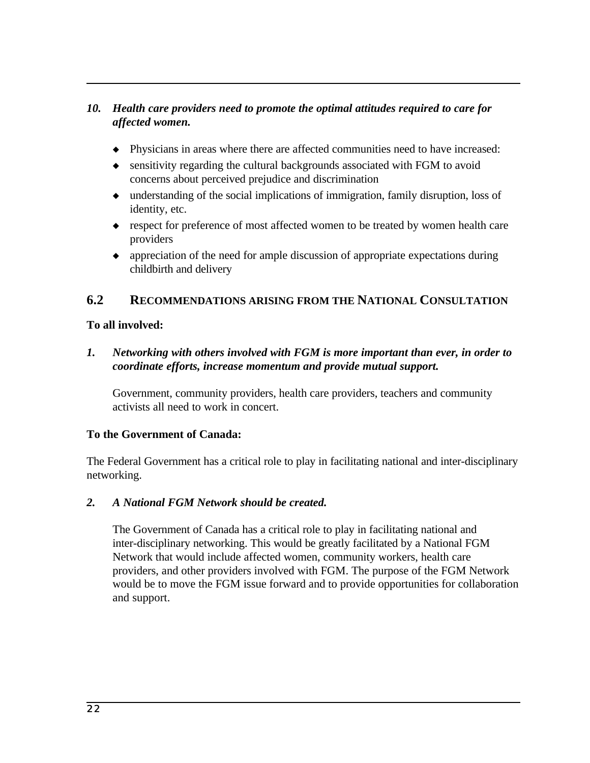*10. Health care providers need to promote the optimal attitudes required to care for affected women.*

- Physicians in areas where there are affected communities need to have increased:
- sensitivity regarding the cultural backgrounds associated with FGM to avoid concerns about perceived prejudice and discrimination
- understanding of the social implications of immigration, family disruption, loss of identity, etc.
- respect for preference of most affected women to be treated by women health care providers
- appreciation of the need for ample discussion of appropriate expectations during childbirth and delivery

## 6.2 RECOMMENDATIONS ARISING FROM THE NATIONAL CONSULTATION

**To all involved:**

*1. Networking with others involved with FGM is more important than ever, in order to coordinate efforts, increase momentum and provide mutual support.*

Government, community providers, health care providers, teachers and community activists all need to work in concert.

**To the Government of Canada:**

The Federal Government has a critical role to play in facilitating national and inter-disciplinary networking.

*2. A National FGM Network should be created.*

The Government of Canada has a critical role to play in facilitating national and inter-disciplinary networking. This would be greatly facilitated by a National FGM Network that would include affected women, community workers, health care providers, and other providers involved with FGM. The purpose of the FGM Network would be to move the FGM issue forward and to provide opportunities for collaboration and support.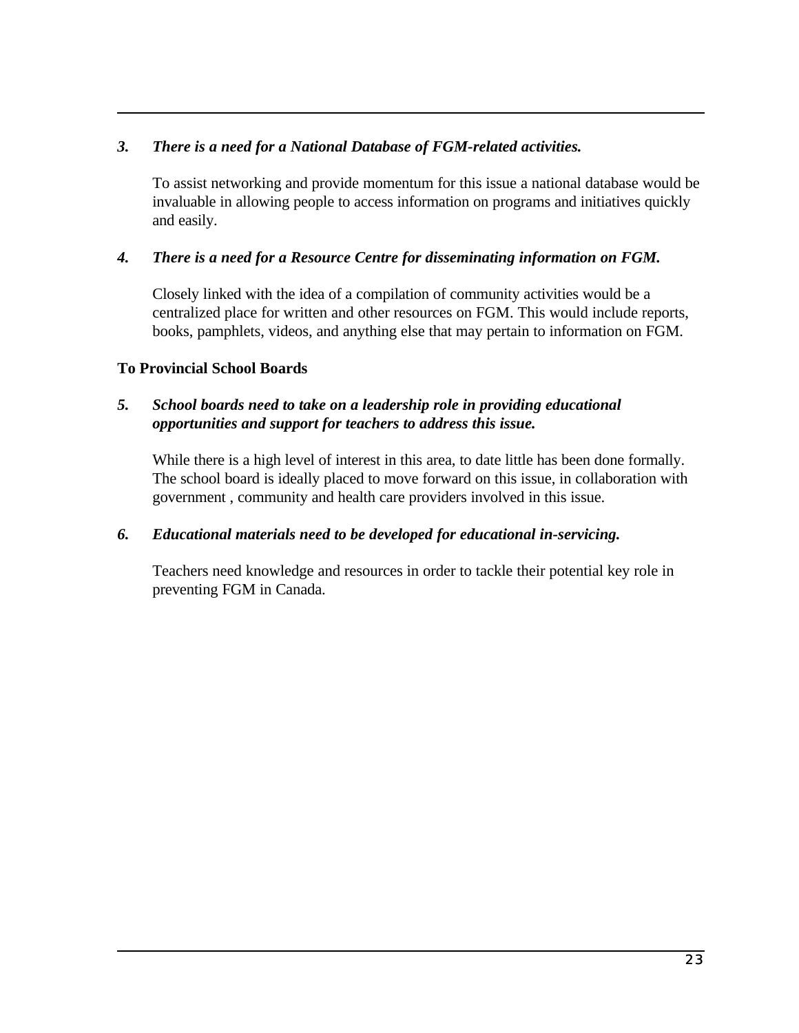***3. There is a need for a National Database of FGM-related activities.***

To assist networking and provide momentum for this issue a national database would be invaluable in allowing people to access information on programs and initiatives quickly and easily.

***4. There is a need for a Resource Centre for disseminating information on FGM.***

Closely linked with the idea of a compilation of community activities would be a centralized place for written and other resources on FGM. This would include reports, books, pamphlets, videos, and anything else that may pertain to information on FGM.

**To Provincial School Boards**

***5. School boards need to take on a leadership role in providing educational opportunities and support for teachers to address this issue.***

While there is a high level of interest in this area, to date little has been done formally. The school board is ideally placed to move forward on this issue, in collaboration with government , community and health care providers involved in this issue.

***6. Educational materials need to be developed for educational in-servicing.***

Teachers need knowledge and resources in order to tackle their potential key role in preventing FGM in Canada.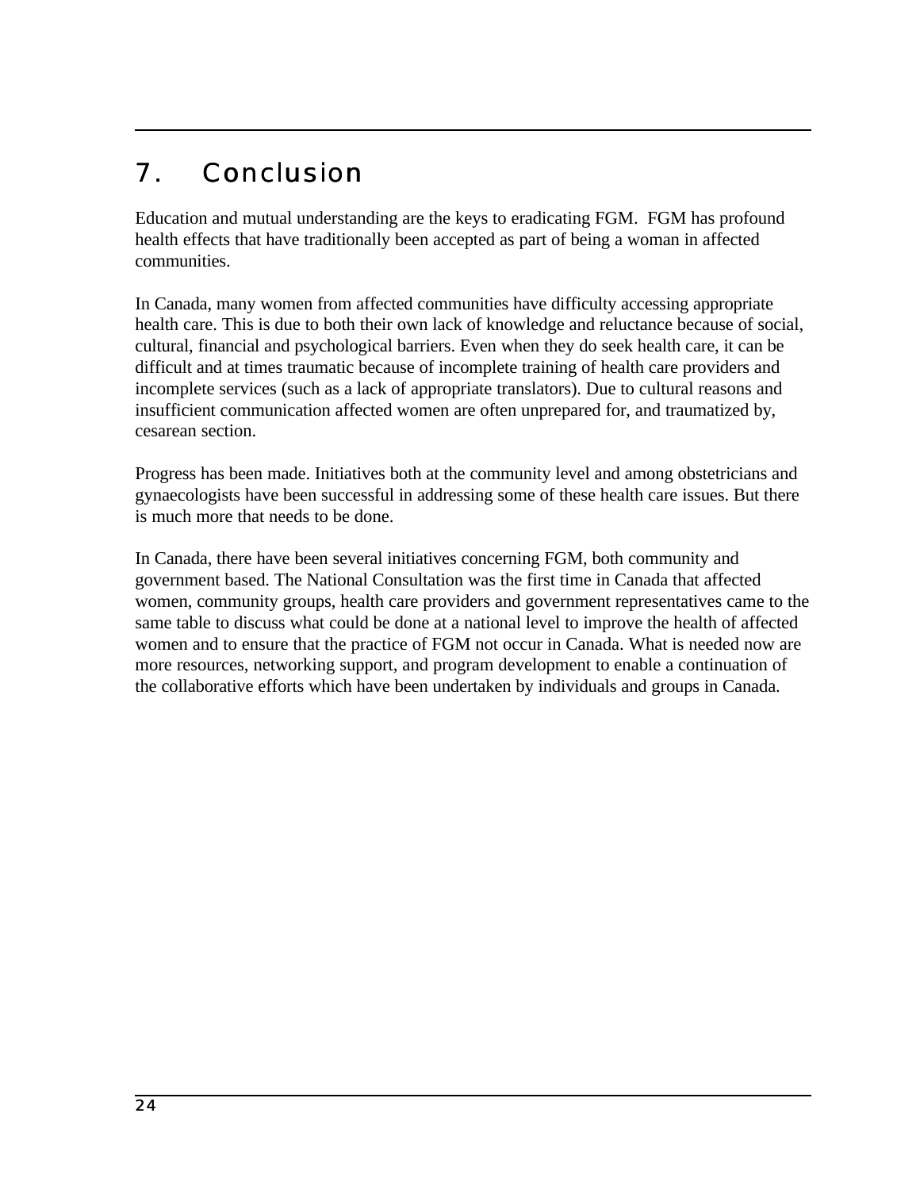# 7. Conclusion

Education and mutual understanding are the keys to eradicating FGM. FGM has profound health effects that have traditionally been accepted as part of being a woman in affected communities.

In Canada, many women from affected communities have difficulty accessing appropriate health care. This is due to both their own lack of knowledge and reluctance because of social, cultural, financial and psychological barriers. Even when they do seek health care, it can be difficult and at times traumatic because of incomplete training of health care providers and incomplete services (such as a lack of appropriate translators). Due to cultural reasons and insufficient communication affected women are often unprepared for, and traumatized by, cesarean section.

Progress has been made. Initiatives both at the community level and among obstetricians and gynaecologists have been successful in addressing some of these health care issues. But there is much more that needs to be done.

In Canada, there have been several initiatives concerning FGM, both community and government based. The National Consultation was the first time in Canada that affected women, community groups, health care providers and government representatives came to the same table to discuss what could be done at a national level to improve the health of affected women and to ensure that the practice of FGM not occur in Canada. What is needed now are more resources, networking support, and program development to enable a continuation of the collaborative efforts which have been undertaken by individuals and groups in Canada.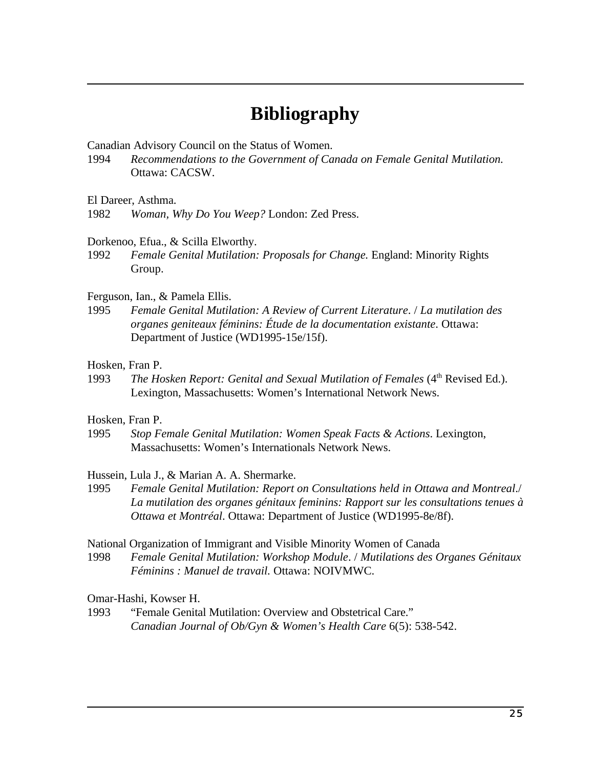# Bibliography

Canadian Advisory Council on the Status of Women.
1994 *Recommendations to the Government of Canada on Female Genital Mutilation.* Ottawa: CACSW.

El Dareer, Asthma.
1982 *Woman, Why Do You Weep?* London: Zed Press.

Dorkenoo, Efua., & Scilla Elworthy.
1992 *Female Genital Mutilation: Proposals for Change.* England: Minority Rights Group.

Ferguson, Ian., & Pamela Ellis.
1995 *Female Genital Mutilation: A Review of Current Literature*. / *La mutilation des organes geniteaux féminins: Étude de la documentation existante*. Ottawa: Department of Justice (WD1995-15e/15f).

Hosken, Fran P.
1993 *The Hosken Report: Genital and Sexual Mutilation of Females* (4th Revised Ed.). Lexington, Massachusetts: Women's International Network News.

Hosken, Fran P.
1995 *Stop Female Genital Mutilation: Women Speak Facts & Actions*. Lexington, Massachusetts: Women's Internationals Network News.

Hussein, Lula J., & Marian A. A. Shermarke.
1995 *Female Genital Mutilation: Report on Consultations held in Ottawa and Montreal*./ *La mutilation des organes génitaux feminins: Rapport sur les consultations tenues à Ottawa et Montréal*. Ottawa: Department of Justice (WD1995-8e/8f).

National Organization of Immigrant and Visible Minority Women of Canada
1998 *Female Genital Mutilation: Workshop Module*. / *Mutilations des Organes Génitaux Féminins : Manuel de travail.* Ottawa: NOIVMWC.

Omar-Hashi, Kowser H.
1993 "Female Genital Mutilation: Overview and Obstetrical Care." *Canadian Journal of Ob/Gyn & Women's Health Care* 6(5): 538-542.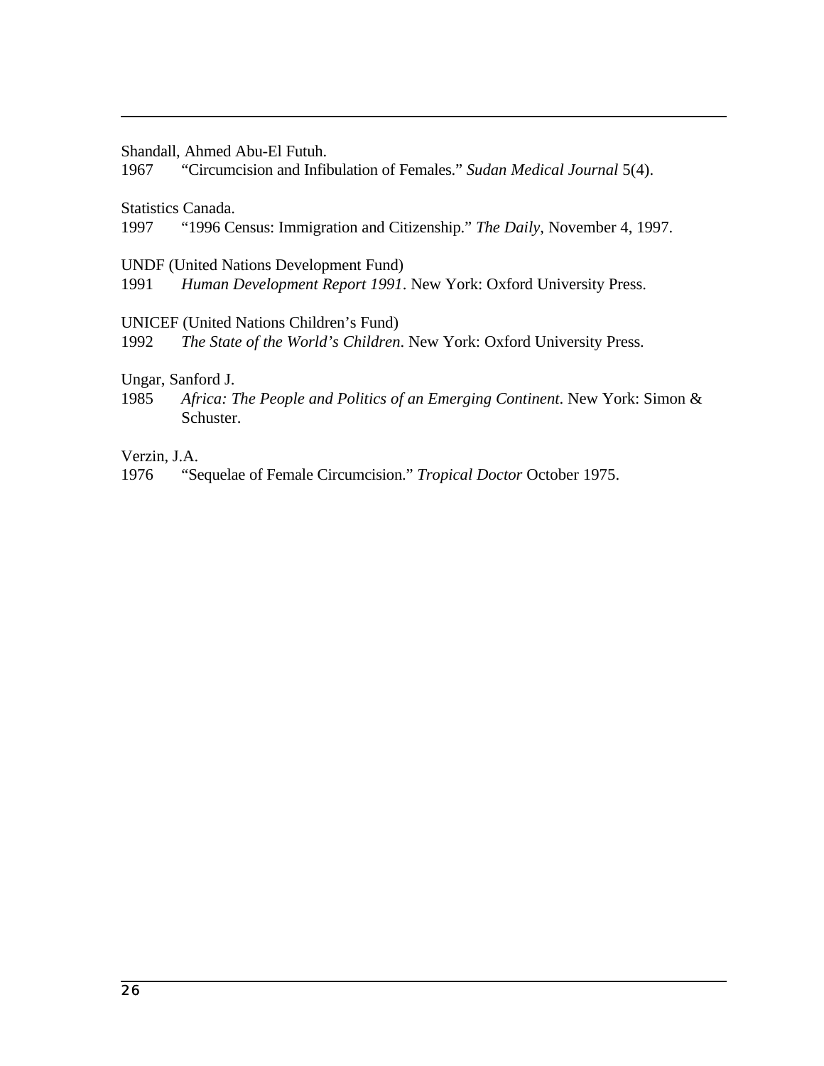Shandall, Ahmed Abu-El Futuh.
1967 “Circumcision and Infibulation of Females.” *Sudan Medical Journal* 5(4).

Statistics Canada.
1997 “1996 Census: Immigration and Citizenship.” *The Daily*, November 4, 1997.

UNDF (United Nations Development Fund)
1991 *Human Development Report 1991*. New York: Oxford University Press.

UNICEF (United Nations Children’s Fund)
1992 *The State of the World’s Children*. New York: Oxford University Press.

Ungar, Sanford J.
1985 *Africa: The People and Politics of an Emerging Continent*. New York: Simon & Schuster.

Verzin, J.A.
1976 “Sequelae of Female Circumcision.” *Tropical Doctor* October 1975.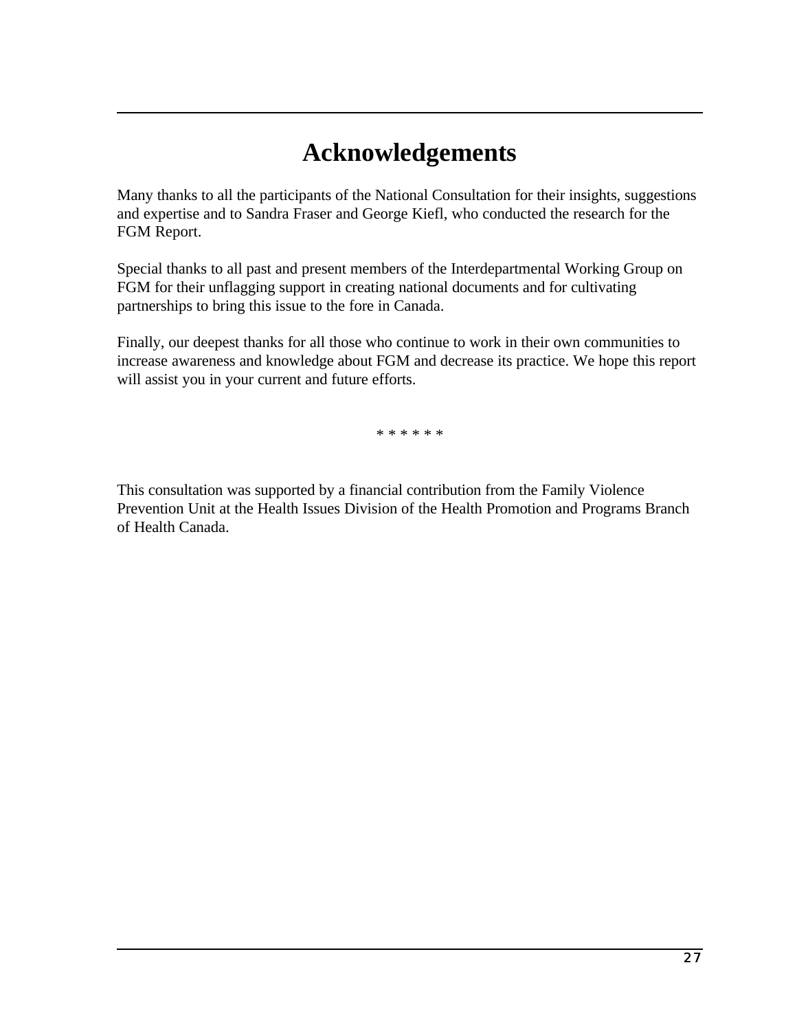# Acknowledgements

Many thanks to all the participants of the National Consultation for their insights, suggestions and expertise and to Sandra Fraser and George Kiefl, who conducted the research for the FGM Report.

Special thanks to all past and present members of the Interdepartmental Working Group on FGM for their unflagging support in creating national documents and for cultivating partnerships to bring this issue to the fore in Canada.

Finally, our deepest thanks for all those who continue to work in their own communities to increase awareness and knowledge about FGM and decrease its practice. We hope this report will assist you in your current and future efforts.

* * * * * *

This consultation was supported by a financial contribution from the Family Violence Prevention Unit at the Health Issues Division of the Health Promotion and Programs Branch of Health Canada.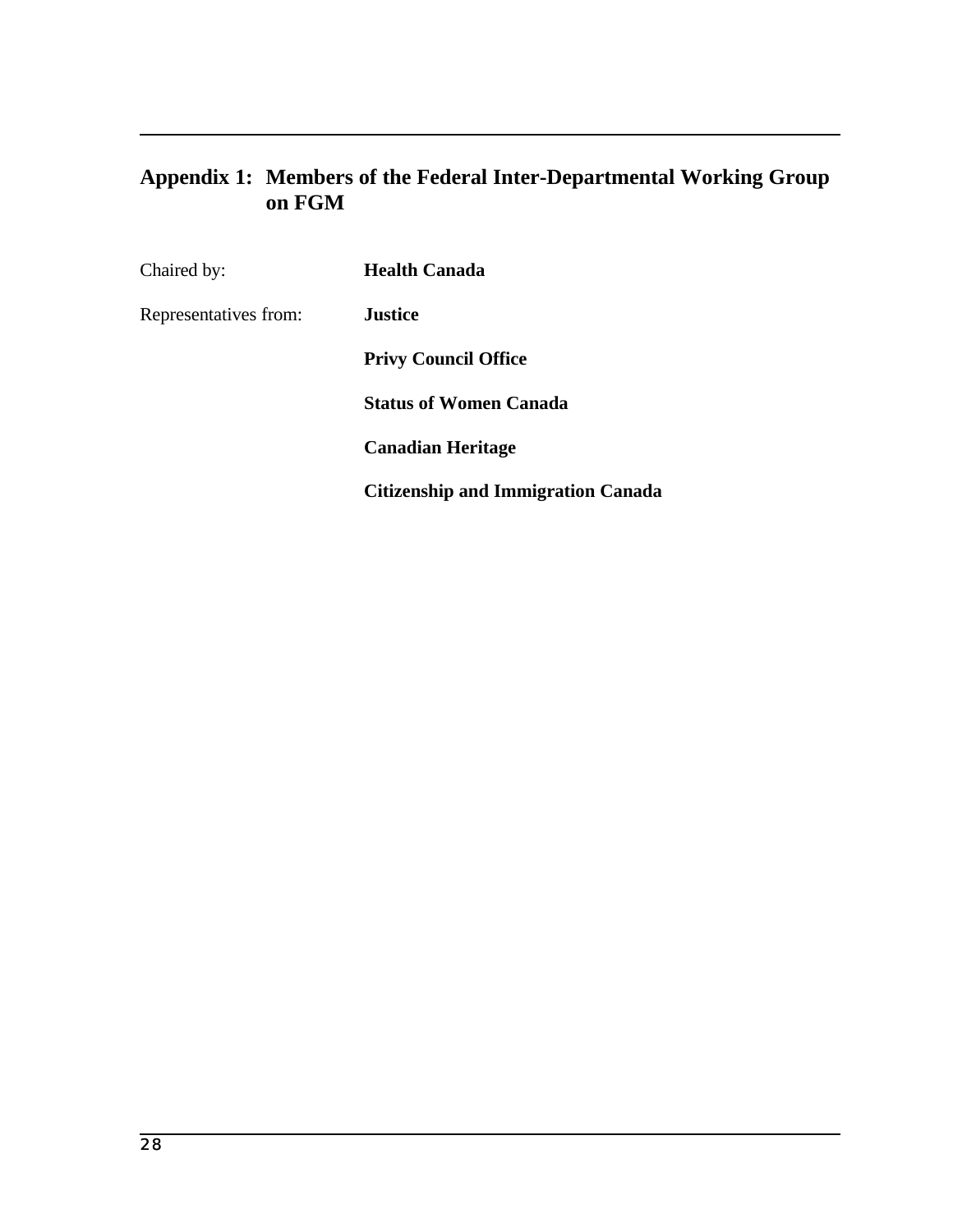## Appendix 1: Members of the Federal Inter-Departmental Working Group on FGM

| | |
|---|---|
| Chaired by: | **Health Canada** |
| Representatives from: | **Justice** |
| | **Privy Council Office** |
| | **Status of Women Canada** |
| | **Canadian Heritage** |
| | **Citizenship and Immigration Canada** |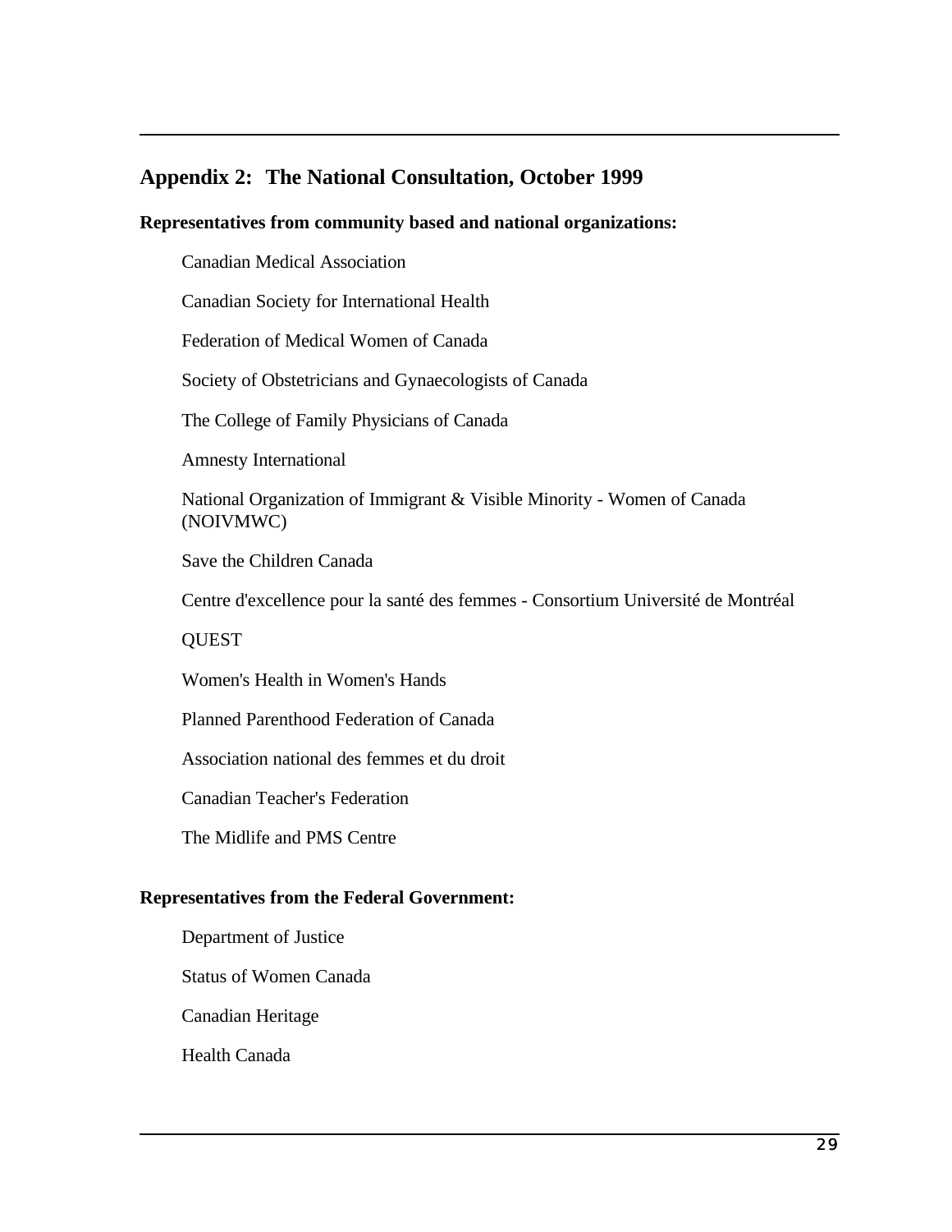## Appendix 2: The National Consultation, October 1999

**Representatives from community based and national organizations:**

Canadian Medical Association

Canadian Society for International Health

Federation of Medical Women of Canada

Society of Obstetricians and Gynaecologists of Canada

The College of Family Physicians of Canada

Amnesty International

National Organization of Immigrant & Visible Minority - Women of Canada (NOIVMWC)

Save the Children Canada

Centre d'excellence pour la santé des femmes - Consortium Université de Montréal

QUEST

Women's Health in Women's Hands

Planned Parenthood Federation of Canada

Association national des femmes et du droit

Canadian Teacher's Federation

The Midlife and PMS Centre

**Representatives from the Federal Government:**

Department of Justice

Status of Women Canada

Canadian Heritage

Health Canada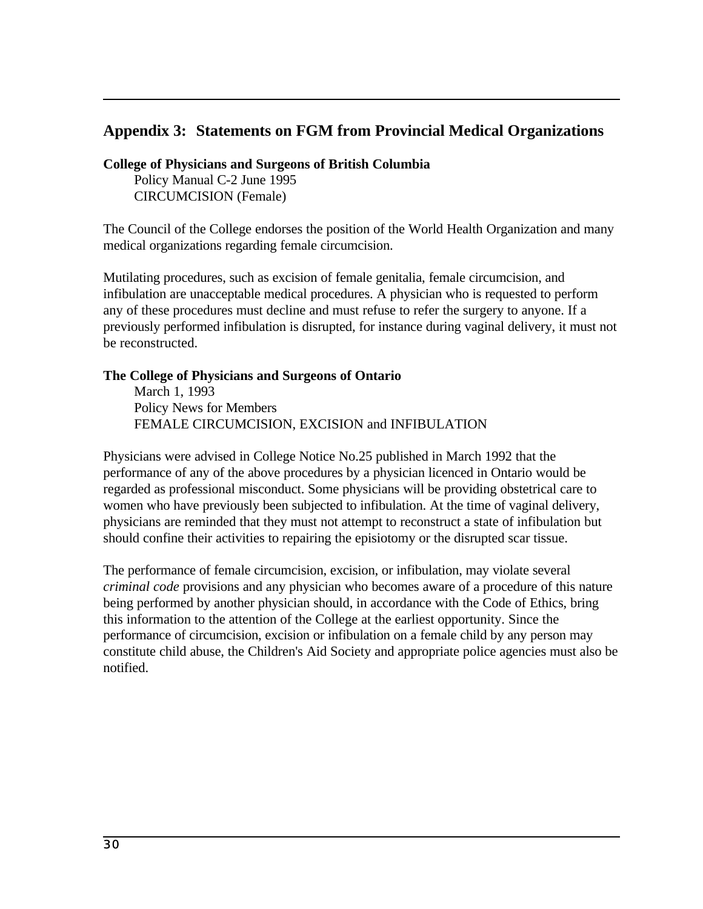## Appendix 3: Statements on FGM from Provincial Medical Organizations

**College of Physicians and Surgeons of British Columbia**

Policy Manual C-2 June 1995
CIRCUMCISION (Female)

The Council of the College endorses the position of the World Health Organization and many medical organizations regarding female circumcision.

Mutilating procedures, such as excision of female genitalia, female circumcision, and infibulation are unacceptable medical procedures. A physician who is requested to perform any of these procedures must decline and must refuse to refer the surgery to anyone. If a previously performed infibulation is disrupted, for instance during vaginal delivery, it must not be reconstructed.

**The College of Physicians and Surgeons of Ontario**

March 1, 1993
Policy News for Members
FEMALE CIRCUMCISION, EXCISION and INFIBULATION

Physicians were advised in College Notice No.25 published in March 1992 that the performance of any of the above procedures by a physician licenced in Ontario would be regarded as professional misconduct. Some physicians will be providing obstetrical care to women who have previously been subjected to infibulation. At the time of vaginal delivery, physicians are reminded that they must not attempt to reconstruct a state of infibulation but should confine their activities to repairing the episiotomy or the disrupted scar tissue.

The performance of female circumcision, excision, or infibulation, may violate several *criminal code* provisions and any physician who becomes aware of a procedure of this nature being performed by another physician should, in accordance with the Code of Ethics, bring this information to the attention of the College at the earliest opportunity. Since the performance of circumcision, excision or infibulation on a female child by any person may constitute child abuse, the Children's Aid Society and appropriate police agencies must also be notified.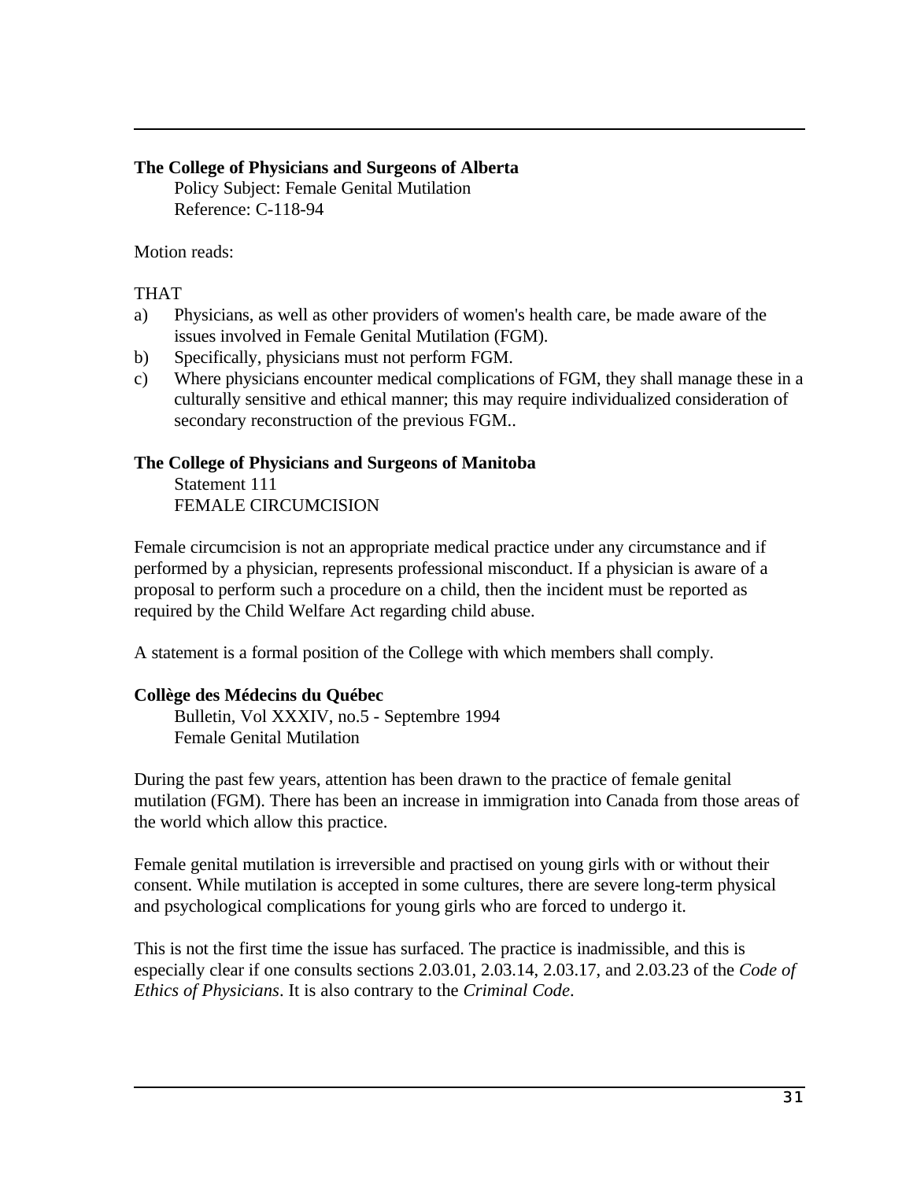**The College of Physicians and Surgeons of Alberta**

Policy Subject: Female Genital Mutilation
Reference: C-118-94

Motion reads:

THAT

a) Physicians, as well as other providers of women's health care, be made aware of the issues involved in Female Genital Mutilation (FGM).
b) Specifically, physicians must not perform FGM.
c) Where physicians encounter medical complications of FGM, they shall manage these in a culturally sensitive and ethical manner; this may require individualized consideration of secondary reconstruction of the previous FGM..

**The College of Physicians and Surgeons of Manitoba**

Statement 111
FEMALE CIRCUMCISION

Female circumcision is not an appropriate medical practice under any circumstance and if performed by a physician, represents professional misconduct. If a physician is aware of a proposal to perform such a procedure on a child, then the incident must be reported as required by the Child Welfare Act regarding child abuse.

A statement is a formal position of the College with which members shall comply.

**Collège des Médecins du Québec**

Bulletin, Vol XXXIV, no.5 - Septembre 1994
Female Genital Mutilation

During the past few years, attention has been drawn to the practice of female genital mutilation (FGM). There has been an increase in immigration into Canada from those areas of the world which allow this practice.

Female genital mutilation is irreversible and practised on young girls with or without their consent. While mutilation is accepted in some cultures, there are severe long-term physical and psychological complications for young girls who are forced to undergo it.

This is not the first time the issue has surfaced. The practice is inadmissible, and this is especially clear if one consults sections 2.03.01, 2.03.14, 2.03.17, and 2.03.23 of the *Code of Ethics of Physicians*. It is also contrary to the *Criminal Code*.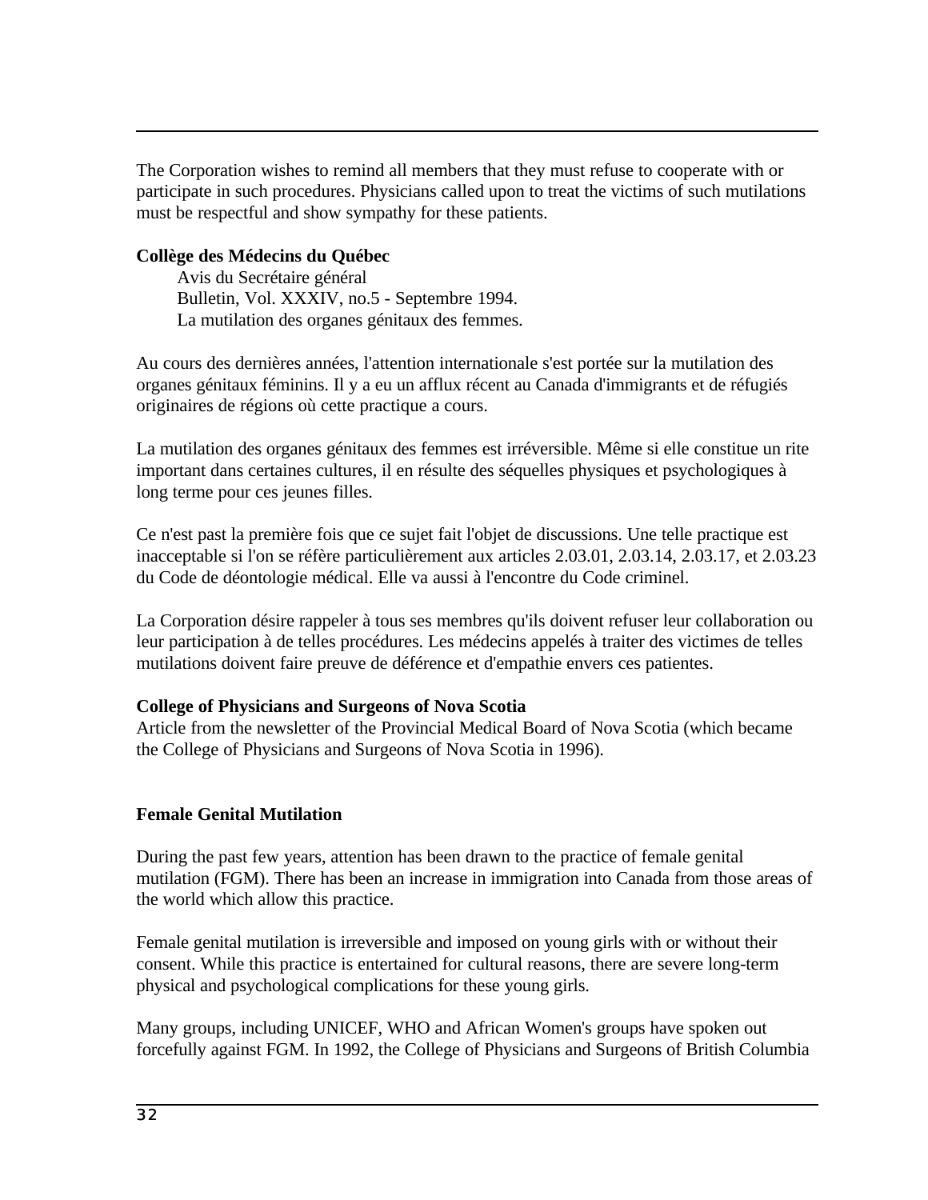The Corporation wishes to remind all members that they must refuse to cooperate with or participate in such procedures. Physicians called upon to treat the victims of such mutilations must be respectful and show sympathy for these patients.

**Collège des Médecins du Québec**

Avis du Secrétaire général
Bulletin, Vol. XXXIV, no.5 - Septembre 1994.
La mutilation des organes génitaux des femmes.

Au cours des dernières années, l'attention internationale s'est portée sur la mutilation des organes génitaux féminins. Il y a eu un afflux récent au Canada d'immigrants et de réfugiés originaires de régions où cette practique a cours.

La mutilation des organes génitaux des femmes est irréversible. Même si elle constitue un rite important dans certaines cultures, il en résulte des séquelles physiques et psychologiques à long terme pour ces jeunes filles.

Ce n'est past la première fois que ce sujet fait l'objet de discussions. Une telle practique est inacceptable si l'on se réfère particulièrement aux articles 2.03.01, 2.03.14, 2.03.17, et 2.03.23 du Code de déontologie médical. Elle va aussi à l'encontre du Code criminel.

La Corporation désire rappeler à tous ses membres qu'ils doivent refuser leur collaboration ou leur participation à de telles procédures. Les médecins appelés à traiter des victimes de telles mutilations doivent faire preuve de déférence et d'empathie envers ces patientes.

**College of Physicians and Surgeons of Nova Scotia**
Article from the newsletter of the Provincial Medical Board of Nova Scotia (which became the College of Physicians and Surgeons of Nova Scotia in 1996).

**Female Genital Mutilation**

During the past few years, attention has been drawn to the practice of female genital mutilation (FGM). There has been an increase in immigration into Canada from those areas of the world which allow this practice.

Female genital mutilation is irreversible and imposed on young girls with or without their consent. While this practice is entertained for cultural reasons, there are severe long-term physical and psychological complications for these young girls.

Many groups, including UNICEF, WHO and African Women's groups have spoken out forcefully against FGM. In 1992, the College of Physicians and Surgeons of British Columbia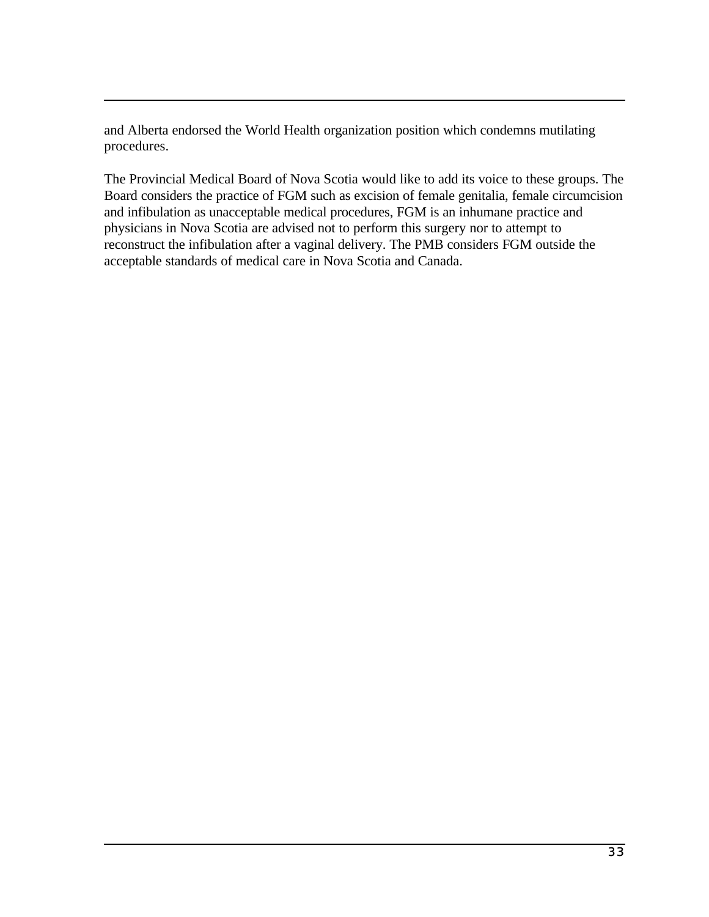and Alberta endorsed the World Health organization position which condemns mutilating procedures.

The Provincial Medical Board of Nova Scotia would like to add its voice to these groups. The Board considers the practice of FGM such as excision of female genitalia, female circumcision and infibulation as unacceptable medical procedures, FGM is an inhumane practice and physicians in Nova Scotia are advised not to perform this surgery nor to attempt to reconstruct the infibulation after a vaginal delivery. The PMB considers FGM outside the acceptable standards of medical care in Nova Scotia and Canada.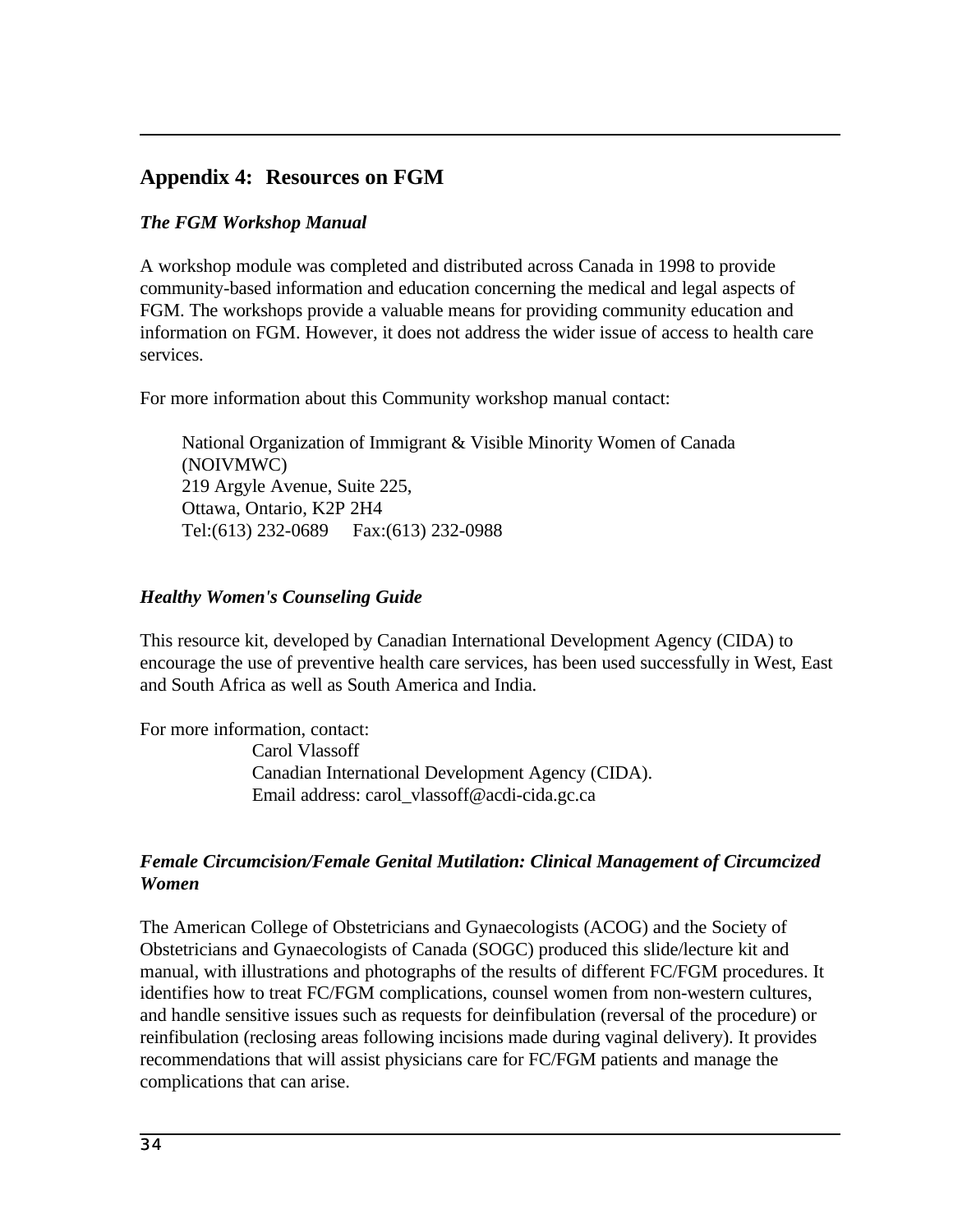## Appendix 4: Resources on FGM

***The FGM Workshop Manual***

A workshop module was completed and distributed across Canada in 1998 to provide community-based information and education concerning the medical and legal aspects of FGM. The workshops provide a valuable means for providing community education and information on FGM. However, it does not address the wider issue of access to health care services.

For more information about this Community workshop manual contact:

> National Organization of Immigrant & Visible Minority Women of Canada (NOIVMWC)
> 219 Argyle Avenue, Suite 225,
> Ottawa, Ontario, K2P 2H4
> Tel:(613) 232-0689 Fax:(613) 232-0988

***Healthy Women's Counseling Guide***

This resource kit, developed by Canadian International Development Agency (CIDA) to encourage the use of preventive health care services, has been used successfully in West, East and South Africa as well as South America and India.

For more information, contact:

> Carol Vlassoff
> Canadian International Development Agency (CIDA).
> Email address: carol_vlassoff@acdi-cida.gc.ca

***Female Circumcision/Female Genital Mutilation: Clinical Management of Circumcized Women***

The American College of Obstetricians and Gynaecologists (ACOG) and the Society of Obstetricians and Gynaecologists of Canada (SOGC) produced this slide/lecture kit and manual, with illustrations and photographs of the results of different FC/FGM procedures. It identifies how to treat FC/FGM complications, counsel women from non-western cultures, and handle sensitive issues such as requests for deinfibulation (reversal of the procedure) or reinfibulation (reclosing areas following incisions made during vaginal delivery). It provides recommendations that will assist physicians care for FC/FGM patients and manage the complications that can arise.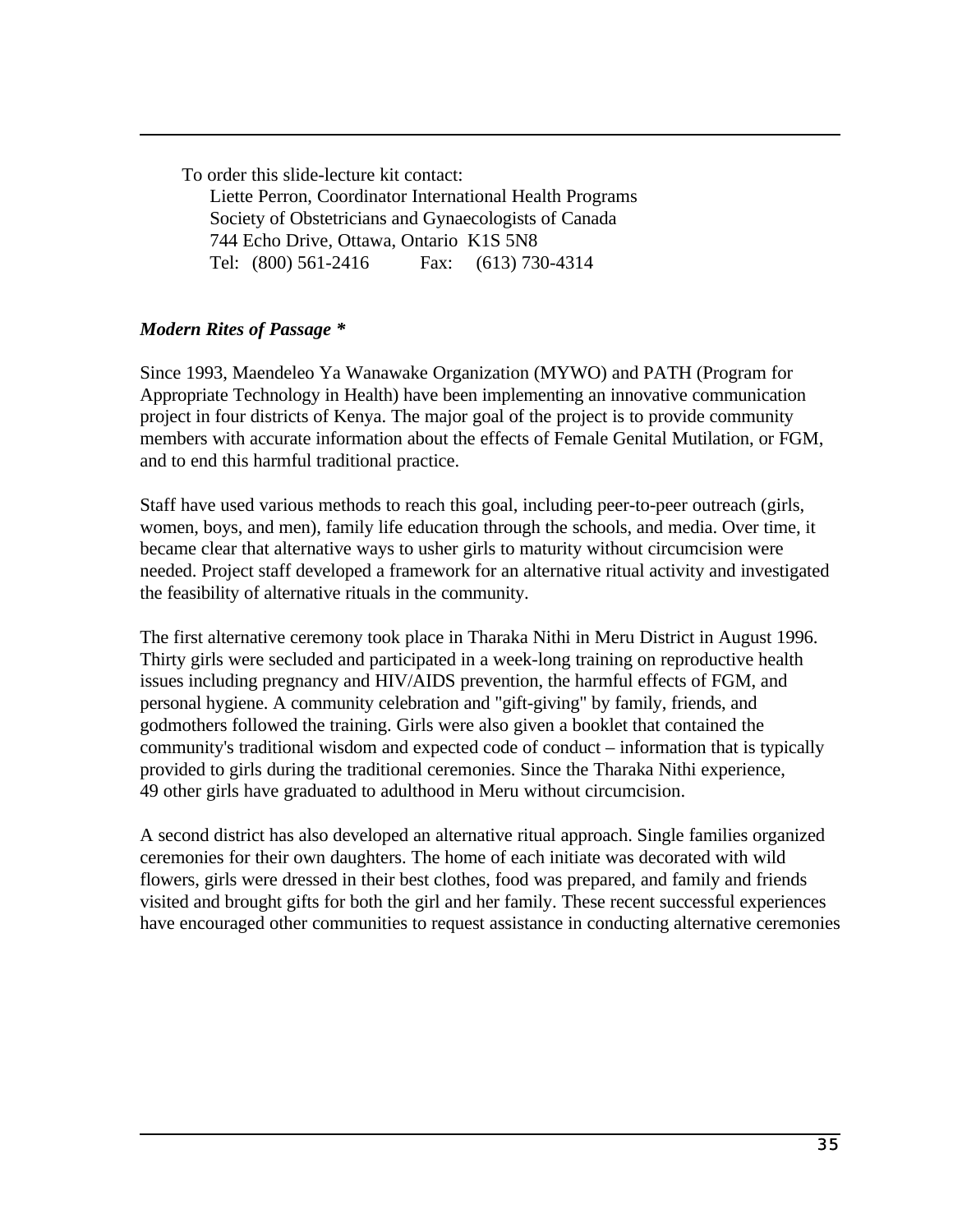To order this slide-lecture kit contact:
Liette Perron, Coordinator International Health Programs
Society of Obstetricians and Gynaecologists of Canada
744 Echo Drive, Ottawa, Ontario K1S 5N8
Tel: (800) 561-2416 Fax: (613) 730-4314

***Modern Rites of Passage \****

Since 1993, Maendeleo Ya Wanawake Organization (MYWO) and PATH (Program for Appropriate Technology in Health) have been implementing an innovative communication project in four districts of Kenya. The major goal of the project is to provide community members with accurate information about the effects of Female Genital Mutilation, or FGM, and to end this harmful traditional practice.

Staff have used various methods to reach this goal, including peer-to-peer outreach (girls, women, boys, and men), family life education through the schools, and media. Over time, it became clear that alternative ways to usher girls to maturity without circumcision were needed. Project staff developed a framework for an alternative ritual activity and investigated the feasibility of alternative rituals in the community.

The first alternative ceremony took place in Tharaka Nithi in Meru District in August 1996. Thirty girls were secluded and participated in a week-long training on reproductive health issues including pregnancy and HIV/AIDS prevention, the harmful effects of FGM, and personal hygiene. A community celebration and "gift-giving" by family, friends, and godmothers followed the training. Girls were also given a booklet that contained the community's traditional wisdom and expected code of conduct – information that is typically provided to girls during the traditional ceremonies. Since the Tharaka Nithi experience, 49 other girls have graduated to adulthood in Meru without circumcision.

A second district has also developed an alternative ritual approach. Single families organized ceremonies for their own daughters. The home of each initiate was decorated with wild flowers, girls were dressed in their best clothes, food was prepared, and family and friends visited and brought gifts for both the girl and her family. These recent successful experiences have encouraged other communities to request assistance in conducting alternative ceremonies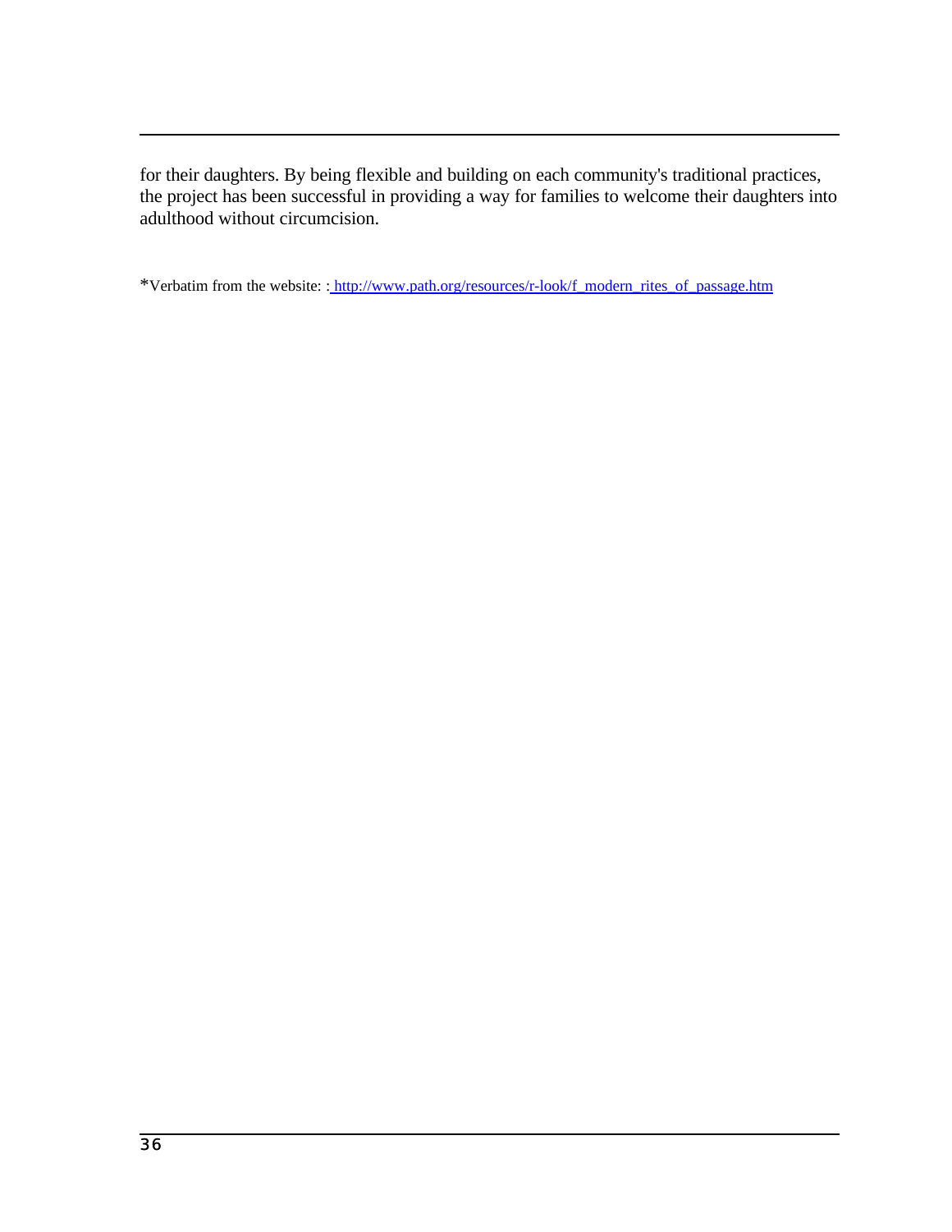for their daughters. By being flexible and building on each community's traditional practices, the project has been successful in providing a way for families to welcome their daughters into adulthood without circumcision.

*Verbatim from the website: : http://www.path.org/resources/r-look/f_modern_rites_of_passage.htm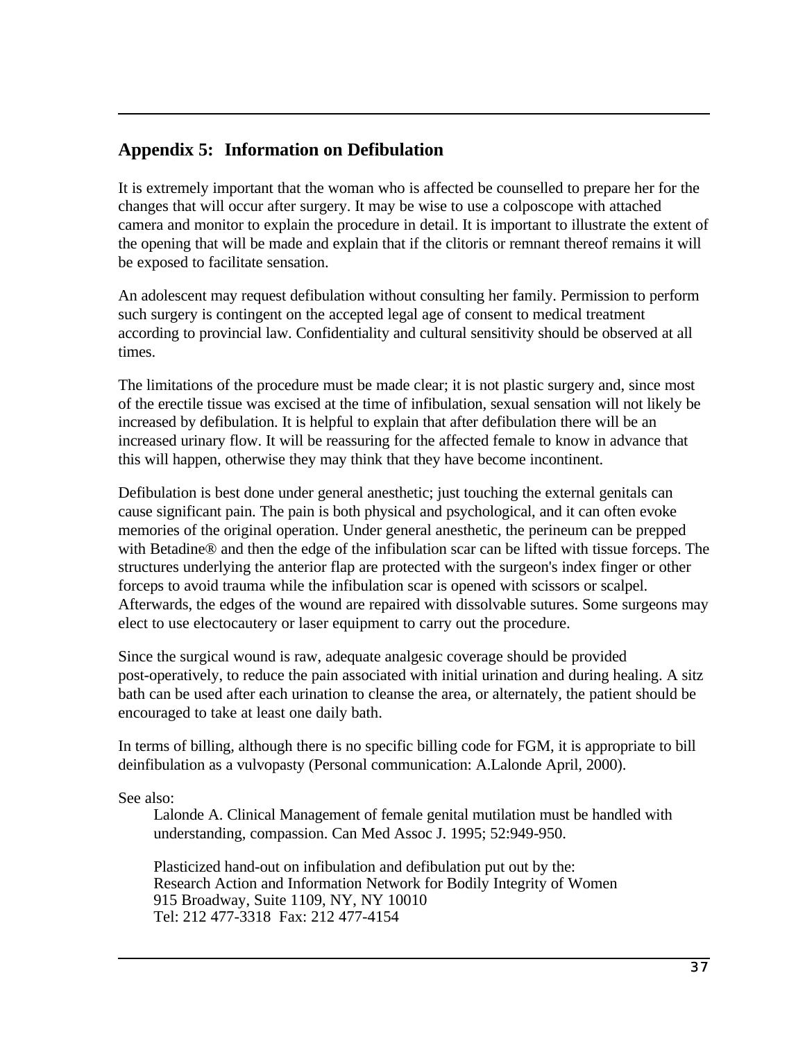## Appendix 5: Information on Defibulation

It is extremely important that the woman who is affected be counselled to prepare her for the changes that will occur after surgery. It may be wise to use a colposcope with attached camera and monitor to explain the procedure in detail. It is important to illustrate the extent of the opening that will be made and explain that if the clitoris or remnant thereof remains it will be exposed to facilitate sensation.

An adolescent may request defibulation without consulting her family. Permission to perform such surgery is contingent on the accepted legal age of consent to medical treatment according to provincial law. Confidentiality and cultural sensitivity should be observed at all times.

The limitations of the procedure must be made clear; it is not plastic surgery and, since most of the erectile tissue was excised at the time of infibulation, sexual sensation will not likely be increased by defibulation. It is helpful to explain that after defibulation there will be an increased urinary flow. It will be reassuring for the affected female to know in advance that this will happen, otherwise they may think that they have become incontinent.

Defibulation is best done under general anesthetic; just touching the external genitals can cause significant pain. The pain is both physical and psychological, and it can often evoke memories of the original operation. Under general anesthetic, the perineum can be prepped with Betadine® and then the edge of the infibulation scar can be lifted with tissue forceps. The structures underlying the anterior flap are protected with the surgeon's index finger or other forceps to avoid trauma while the infibulation scar is opened with scissors or scalpel. Afterwards, the edges of the wound are repaired with dissolvable sutures. Some surgeons may elect to use electocautery or laser equipment to carry out the procedure.

Since the surgical wound is raw, adequate analgesic coverage should be provided post-operatively, to reduce the pain associated with initial urination and during healing. A sitz bath can be used after each urination to cleanse the area, or alternately, the patient should be encouraged to take at least one daily bath.

In terms of billing, although there is no specific billing code for FGM, it is appropriate to bill deinfibulation as a vulvopasty (Personal communication: A.Lalonde April, 2000).

See also:

Lalonde A. Clinical Management of female genital mutilation must be handled with understanding, compassion. Can Med Assoc J. 1995; 52:949-950.

Plasticized hand-out on infibulation and defibulation put out by the:
Research Action and Information Network for Bodily Integrity of Women
915 Broadway, Suite 1109, NY, NY 10010
Tel: 212 477-3318 Fax: 212 477-4154